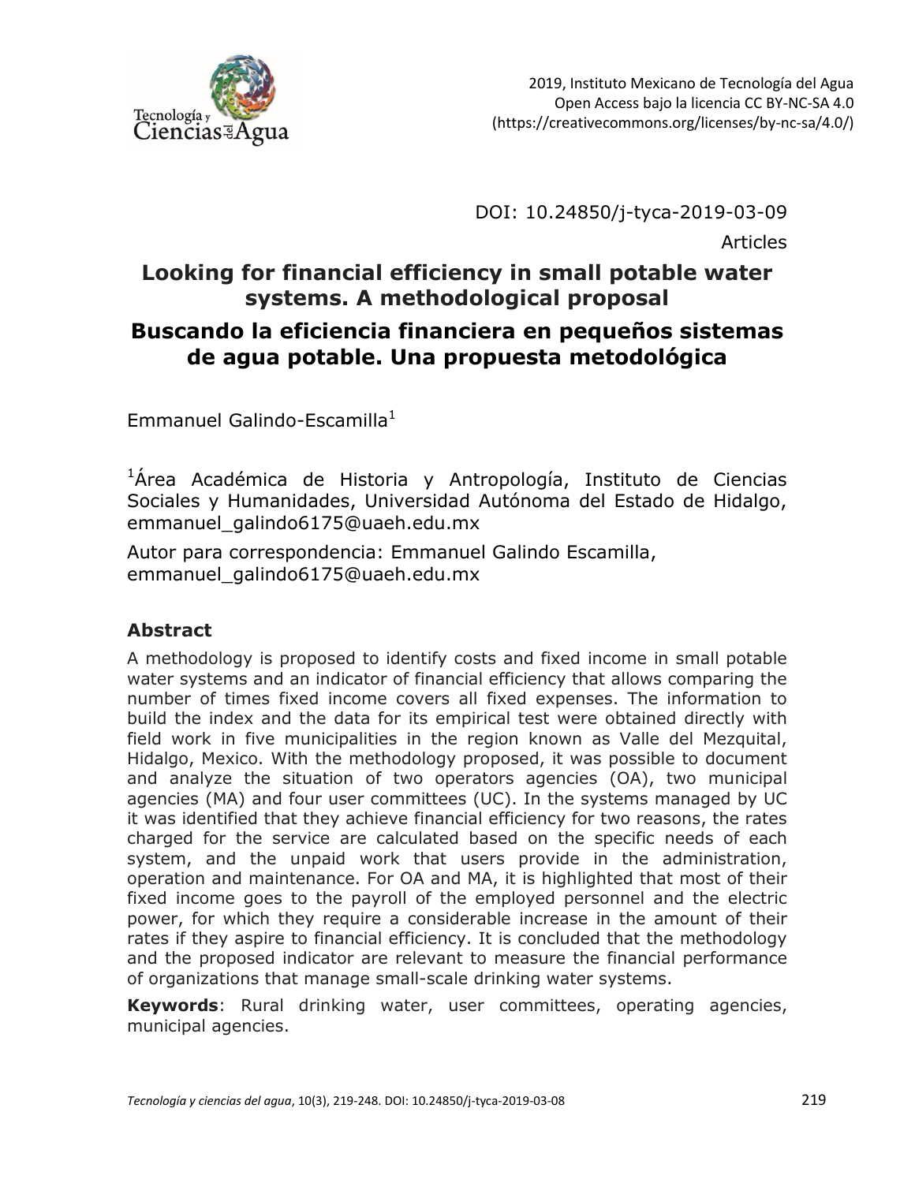2019, Instituto Mexicano de Tecnología del Agua
Open Access bajo la licencia CC BY-NC-SA 4.0
(https://creativecommons.org/licenses/by-nc-sa/4.0/)

DOI: 10.24850/j-tyca-2019-03-09

Articles

# Looking for financial efficiency in small potable water systems. A methodological proposal

# Buscando la eficiencia financiera en pequeños sistemas de agua potable. Una propuesta metodológica

Emmanuel Galindo-Escamilla[1]

[1]Área Académica de Historia y Antropología, Instituto de Ciencias Sociales y Humanidades, Universidad Autónoma del Estado de Hidalgo, emmanuel_galindo6175@uaeh.edu.mx

Autor para correspondencia: Emmanuel Galindo Escamilla, emmanuel_galindo6175@uaeh.edu.mx

## Abstract

A methodology is proposed to identify costs and fixed income in small potable water systems and an indicator of financial efficiency that allows comparing the number of times fixed income covers all fixed expenses. The information to build the index and the data for its empirical test were obtained directly with field work in five municipalities in the region known as Valle del Mezquital, Hidalgo, Mexico. With the methodology proposed, it was possible to document and analyze the situation of two operators agencies (OA), two municipal agencies (MA) and four user committees (UC). In the systems managed by UC it was identified that they achieve financial efficiency for two reasons, the rates charged for the service are calculated based on the specific needs of each system, and the unpaid work that users provide in the administration, operation and maintenance. For OA and MA, it is highlighted that most of their fixed income goes to the payroll of the employed personnel and the electric power, for which they require a considerable increase in the amount of their rates if they aspire to financial efficiency. It is concluded that the methodology and the proposed indicator are relevant to measure the financial performance of organizations that manage small-scale drinking water systems.

**Keywords**: Rural drinking water, user committees, operating agencies, municipal agencies.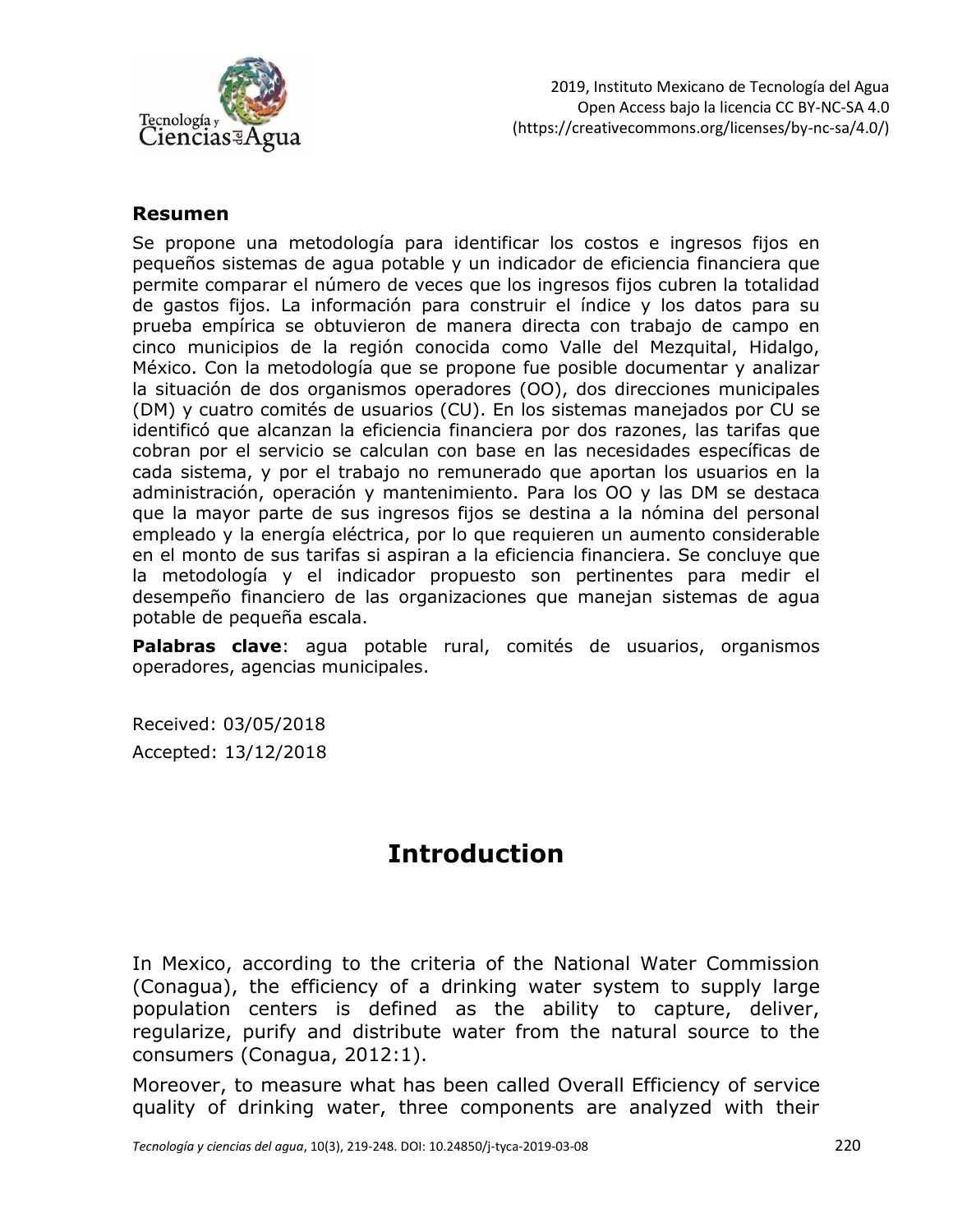**Resumen**

Se propone una metodología para identificar los costos e ingresos fijos en pequeños sistemas de agua potable y un indicador de eficiencia financiera que permite comparar el número de veces que los ingresos fijos cubren la totalidad de gastos fijos. La información para construir el índice y los datos para su prueba empírica se obtuvieron de manera directa con trabajo de campo en cinco municipios de la región conocida como Valle del Mezquital, Hidalgo, México. Con la metodología que se propone fue posible documentar y analizar la situación de dos organismos operadores (OO), dos direcciones municipales (DM) y cuatro comités de usuarios (CU). En los sistemas manejados por CU se identificó que alcanzan la eficiencia financiera por dos razones, las tarifas que cobran por el servicio se calculan con base en las necesidades específicas de cada sistema, y por el trabajo no remunerado que aportan los usuarios en la administración, operación y mantenimiento. Para los OO y las DM se destaca que la mayor parte de sus ingresos fijos se destina a la nómina del personal empleado y la energía eléctrica, por lo que requieren un aumento considerable en el monto de sus tarifas si aspiran a la eficiencia financiera. Se concluye que la metodología y el indicador propuesto son pertinentes para medir el desempeño financiero de las organizaciones que manejan sistemas de agua potable de pequeña escala.

**Palabras clave**: agua potable rural, comités de usuarios, organismos operadores, agencias municipales.

Received: 03/05/2018

Accepted: 13/12/2018

# Introduction

In Mexico, according to the criteria of the National Water Commission (Conagua), the efficiency of a drinking water system to supply large population centers is defined as the ability to capture, deliver, regularize, purify and distribute water from the natural source to the consumers (Conagua, 2012:1).

Moreover, to measure what has been called Overall Efficiency of service quality of drinking water, three components are analyzed with their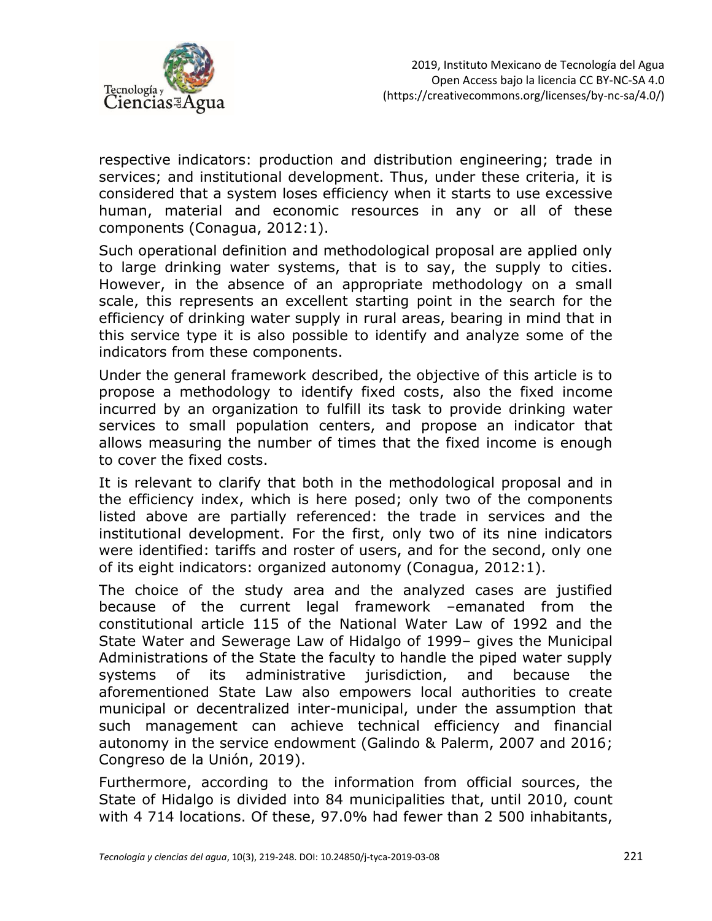respective indicators: production and distribution engineering; trade in services; and institutional development. Thus, under these criteria, it is considered that a system loses efficiency when it starts to use excessive human, material and economic resources in any or all of these components (Conagua, 2012:1).

Such operational definition and methodological proposal are applied only to large drinking water systems, that is to say, the supply to cities. However, in the absence of an appropriate methodology on a small scale, this represents an excellent starting point in the search for the efficiency of drinking water supply in rural areas, bearing in mind that in this service type it is also possible to identify and analyze some of the indicators from these components.

Under the general framework described, the objective of this article is to propose a methodology to identify fixed costs, also the fixed income incurred by an organization to fulfill its task to provide drinking water services to small population centers, and propose an indicator that allows measuring the number of times that the fixed income is enough to cover the fixed costs.

It is relevant to clarify that both in the methodological proposal and in the efficiency index, which is here posed; only two of the components listed above are partially referenced: the trade in services and the institutional development. For the first, only two of its nine indicators were identified: tariffs and roster of users, and for the second, only one of its eight indicators: organized autonomy (Conagua, 2012:1).

The choice of the study area and the analyzed cases are justified because of the current legal framework –emanated from the constitutional article 115 of the National Water Law of 1992 and the State Water and Sewerage Law of Hidalgo of 1999– gives the Municipal Administrations of the State the faculty to handle the piped water supply systems of its administrative jurisdiction, and because the aforementioned State Law also empowers local authorities to create municipal or decentralized inter-municipal, under the assumption that such management can achieve technical efficiency and financial autonomy in the service endowment (Galindo & Palerm, 2007 and 2016; Congreso de la Unión, 2019).

Furthermore, according to the information from official sources, the State of Hidalgo is divided into 84 municipalities that, until 2010, count with 4 714 locations. Of these, 97.0% had fewer than 2 500 inhabitants,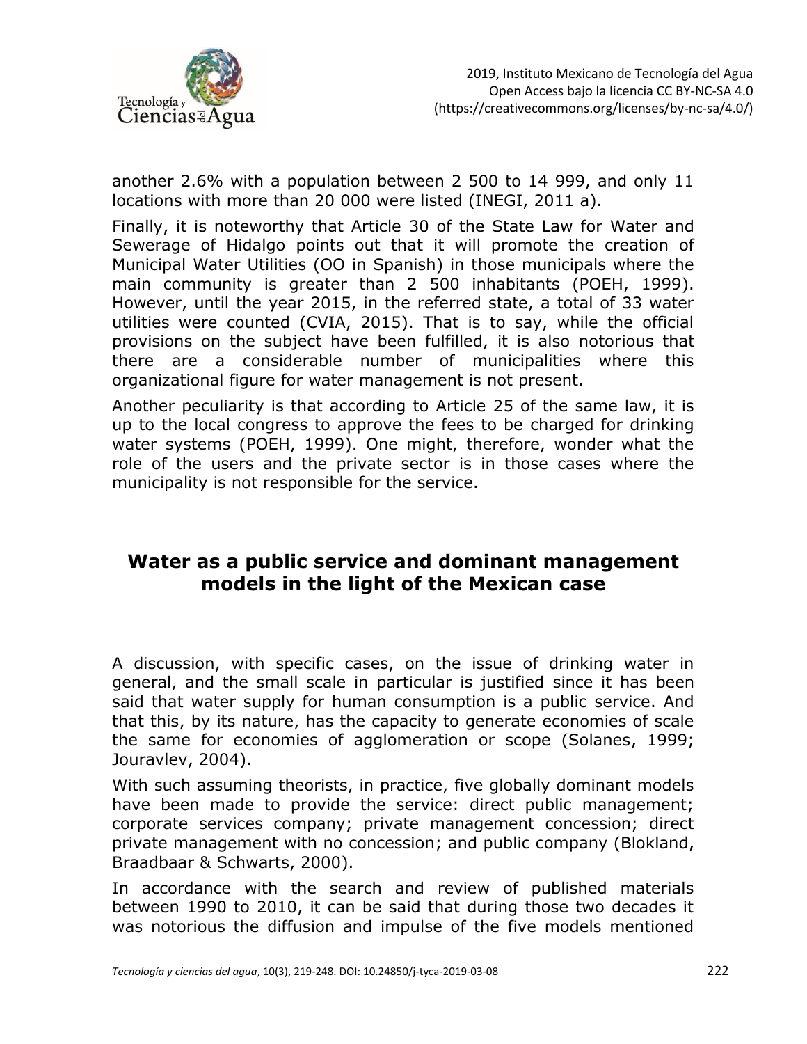another 2.6% with a population between 2 500 to 14 999, and only 11 locations with more than 20 000 were listed (INEGI, 2011 a).

Finally, it is noteworthy that Article 30 of the State Law for Water and Sewerage of Hidalgo points out that it will promote the creation of Municipal Water Utilities (OO in Spanish) in those municipals where the main community is greater than 2 500 inhabitants (POEH, 1999). However, until the year 2015, in the referred state, a total of 33 water utilities were counted (CVIA, 2015). That is to say, while the official provisions on the subject have been fulfilled, it is also notorious that there are a considerable number of municipalities where this organizational figure for water management is not present.

Another peculiarity is that according to Article 25 of the same law, it is up to the local congress to approve the fees to be charged for drinking water systems (POEH, 1999). One might, therefore, wonder what the role of the users and the private sector is in those cases where the municipality is not responsible for the service.

## Water as a public service and dominant management models in the light of the Mexican case

A discussion, with specific cases, on the issue of drinking water in general, and the small scale in particular is justified since it has been said that water supply for human consumption is a public service. And that this, by its nature, has the capacity to generate economies of scale the same for economies of agglomeration or scope (Solanes, 1999; Jouravlev, 2004).

With such assuming theorists, in practice, five globally dominant models have been made to provide the service: direct public management; corporate services company; private management concession; direct private management with no concession; and public company (Blokland, Braadbaar & Schwarts, 2000).

In accordance with the search and review of published materials between 1990 to 2010, it can be said that during those two decades it was notorious the diffusion and impulse of the five models mentioned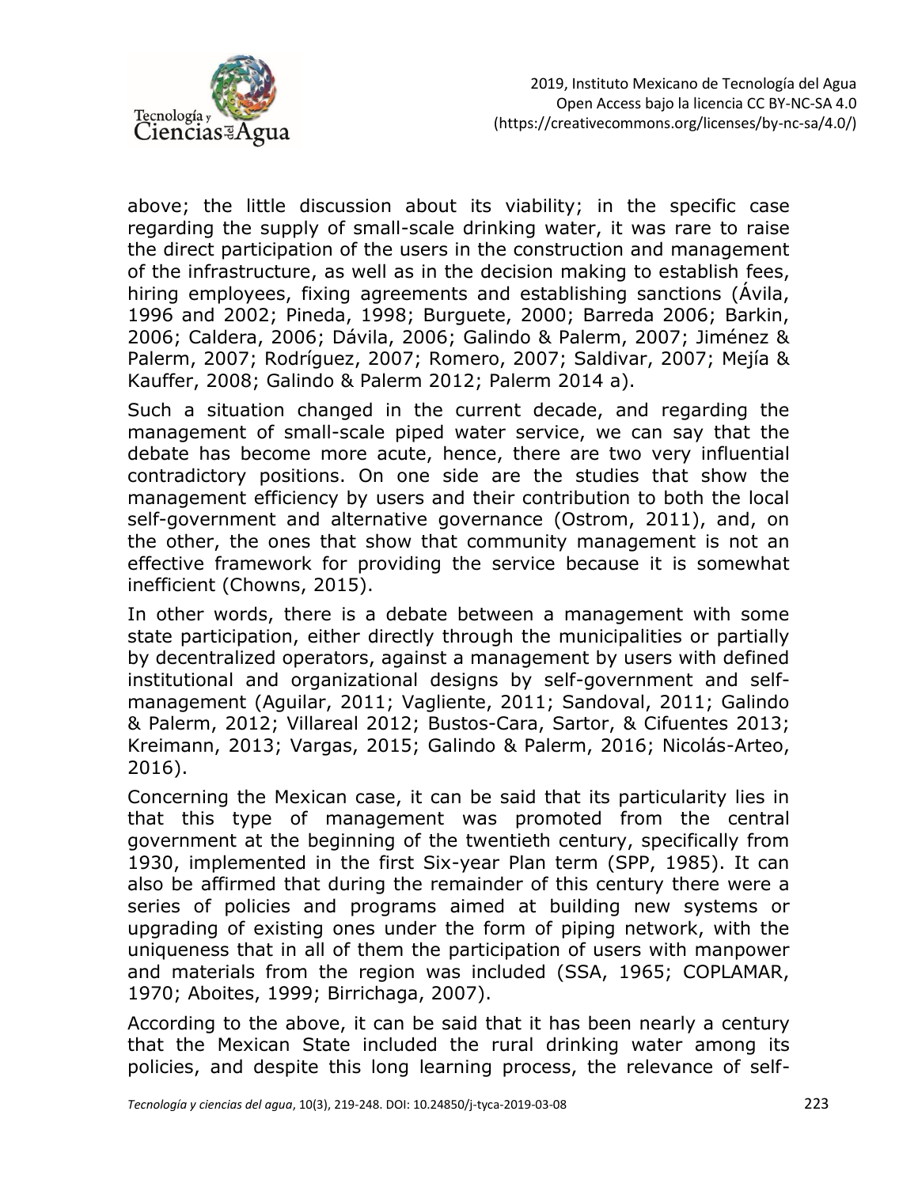above; the little discussion about its viability; in the specific case regarding the supply of small-scale drinking water, it was rare to raise the direct participation of the users in the construction and management of the infrastructure, as well as in the decision making to establish fees, hiring employees, fixing agreements and establishing sanctions (Ávila, 1996 and 2002; Pineda, 1998; Burguete, 2000; Barreda 2006; Barkin, 2006; Caldera, 2006; Dávila, 2006; Galindo & Palerm, 2007; Jiménez & Palerm, 2007; Rodríguez, 2007; Romero, 2007; Saldivar, 2007; Mejía & Kauffer, 2008; Galindo & Palerm 2012; Palerm 2014 a).

Such a situation changed in the current decade, and regarding the management of small-scale piped water service, we can say that the debate has become more acute, hence, there are two very influential contradictory positions. On one side are the studies that show the management efficiency by users and their contribution to both the local self-government and alternative governance (Ostrom, 2011), and, on the other, the ones that show that community management is not an effective framework for providing the service because it is somewhat inefficient (Chowns, 2015).

In other words, there is a debate between a management with some state participation, either directly through the municipalities or partially by decentralized operators, against a management by users with defined institutional and organizational designs by self-government and self-management (Aguilar, 2011; Vagliente, 2011; Sandoval, 2011; Galindo & Palerm, 2012; Villareal 2012; Bustos-Cara, Sartor, & Cifuentes 2013; Kreimann, 2013; Vargas, 2015; Galindo & Palerm, 2016; Nicolás-Arteo, 2016).

Concerning the Mexican case, it can be said that its particularity lies in that this type of management was promoted from the central government at the beginning of the twentieth century, specifically from 1930, implemented in the first Six-year Plan term (SPP, 1985). It can also be affirmed that during the remainder of this century there were a series of policies and programs aimed at building new systems or upgrading of existing ones under the form of piping network, with the uniqueness that in all of them the participation of users with manpower and materials from the region was included (SSA, 1965; COPLAMAR, 1970; Aboites, 1999; Birrichaga, 2007).

According to the above, it can be said that it has been nearly a century that the Mexican State included the rural drinking water among its policies, and despite this long learning process, the relevance of self-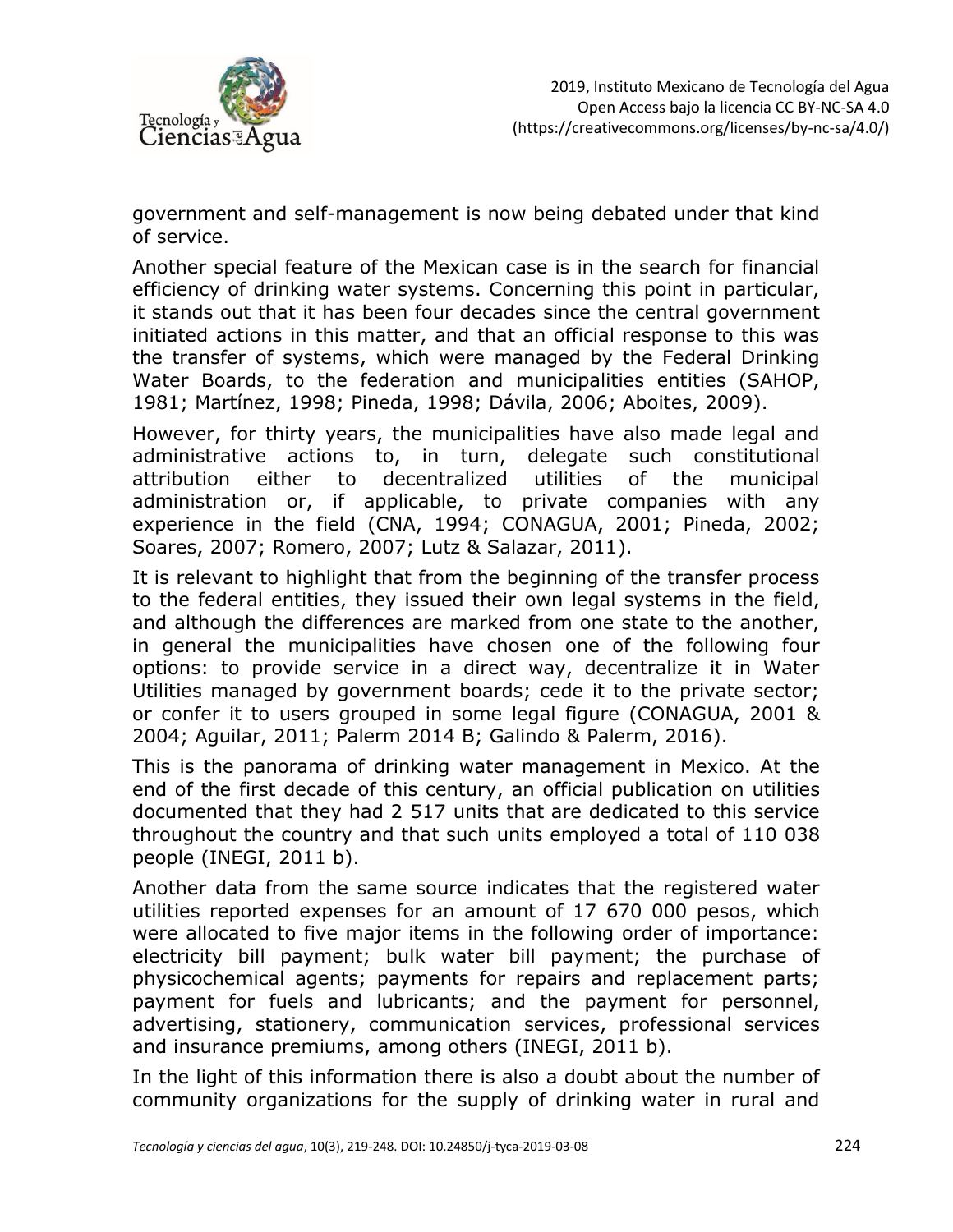government and self-management is now being debated under that kind of service.

Another special feature of the Mexican case is in the search for financial efficiency of drinking water systems. Concerning this point in particular, it stands out that it has been four decades since the central government initiated actions in this matter, and that an official response to this was the transfer of systems, which were managed by the Federal Drinking Water Boards, to the federation and municipalities entities (SAHOP, 1981; Martínez, 1998; Pineda, 1998; Dávila, 2006; Aboites, 2009).

However, for thirty years, the municipalities have also made legal and administrative actions to, in turn, delegate such constitutional attribution either to decentralized utilities of the municipal administration or, if applicable, to private companies with any experience in the field (CNA, 1994; CONAGUA, 2001; Pineda, 2002; Soares, 2007; Romero, 2007; Lutz & Salazar, 2011).

It is relevant to highlight that from the beginning of the transfer process to the federal entities, they issued their own legal systems in the field, and although the differences are marked from one state to the another, in general the municipalities have chosen one of the following four options: to provide service in a direct way, decentralize it in Water Utilities managed by government boards; cede it to the private sector; or confer it to users grouped in some legal figure (CONAGUA, 2001 & 2004; Aguilar, 2011; Palerm 2014 B; Galindo & Palerm, 2016).

This is the panorama of drinking water management in Mexico. At the end of the first decade of this century, an official publication on utilities documented that they had 2 517 units that are dedicated to this service throughout the country and that such units employed a total of 110 038 people (INEGI, 2011 b).

Another data from the same source indicates that the registered water utilities reported expenses for an amount of 17 670 000 pesos, which were allocated to five major items in the following order of importance: electricity bill payment; bulk water bill payment; the purchase of physicochemical agents; payments for repairs and replacement parts; payment for fuels and lubricants; and the payment for personnel, advertising, stationery, communication services, professional services and insurance premiums, among others (INEGI, 2011 b).

In the light of this information there is also a doubt about the number of community organizations for the supply of drinking water in rural and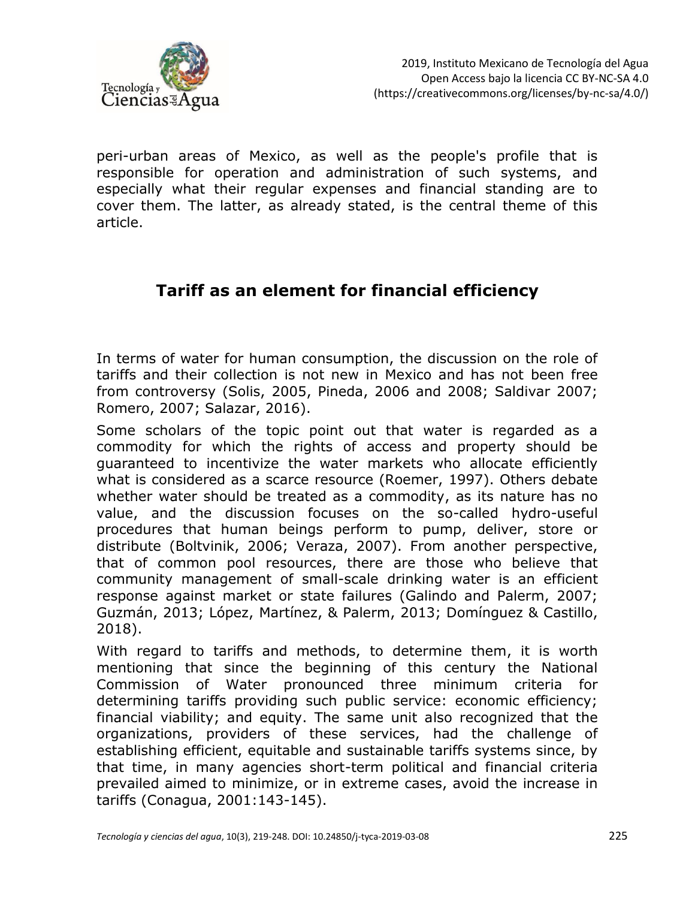peri-urban areas of Mexico, as well as the people's profile that is responsible for operation and administration of such systems, and especially what their regular expenses and financial standing are to cover them. The latter, as already stated, is the central theme of this article.

## Tariff as an element for financial efficiency

In terms of water for human consumption, the discussion on the role of tariffs and their collection is not new in Mexico and has not been free from controversy (Solis, 2005, Pineda, 2006 and 2008; Saldivar 2007; Romero, 2007; Salazar, 2016).

Some scholars of the topic point out that water is regarded as a commodity for which the rights of access and property should be guaranteed to incentivize the water markets who allocate efficiently what is considered as a scarce resource (Roemer, 1997). Others debate whether water should be treated as a commodity, as its nature has no value, and the discussion focuses on the so-called hydro-useful procedures that human beings perform to pump, deliver, store or distribute (Boltvinik, 2006; Veraza, 2007). From another perspective, that of common pool resources, there are those who believe that community management of small-scale drinking water is an efficient response against market or state failures (Galindo and Palerm, 2007; Guzmán, 2013; López, Martínez, & Palerm, 2013; Domínguez & Castillo, 2018).

With regard to tariffs and methods, to determine them, it is worth mentioning that since the beginning of this century the National Commission of Water pronounced three minimum criteria for determining tariffs providing such public service: economic efficiency; financial viability; and equity. The same unit also recognized that the organizations, providers of these services, had the challenge of establishing efficient, equitable and sustainable tariffs systems since, by that time, in many agencies short-term political and financial criteria prevailed aimed to minimize, or in extreme cases, avoid the increase in tariffs (Conagua, 2001:143-145).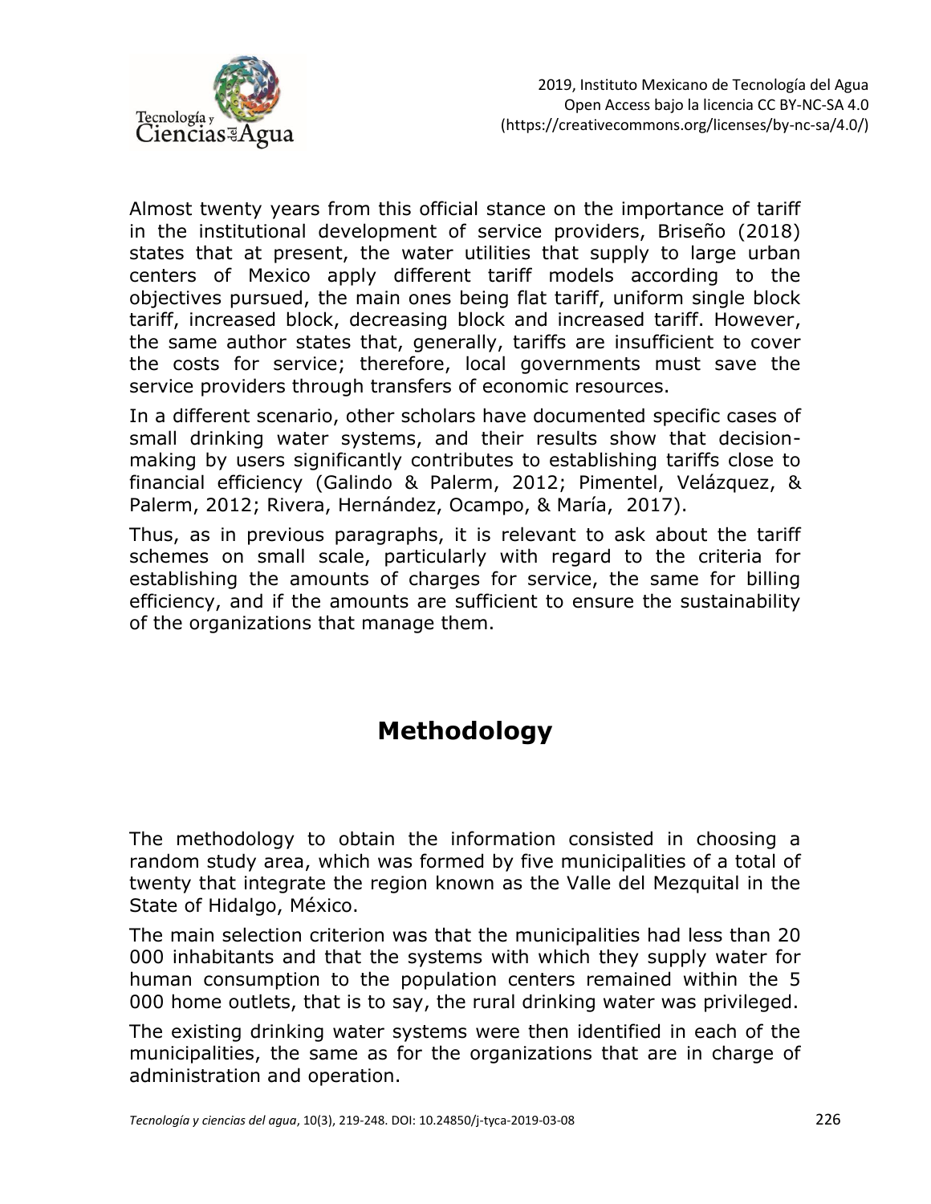Almost twenty years from this official stance on the importance of tariff in the institutional development of service providers, Briseño (2018) states that at present, the water utilities that supply to large urban centers of Mexico apply different tariff models according to the objectives pursued, the main ones being flat tariff, uniform single block tariff, increased block, decreasing block and increased tariff. However, the same author states that, generally, tariffs are insufficient to cover the costs for service; therefore, local governments must save the service providers through transfers of economic resources.

In a different scenario, other scholars have documented specific cases of small drinking water systems, and their results show that decision-making by users significantly contributes to establishing tariffs close to financial efficiency (Galindo & Palerm, 2012; Pimentel, Velázquez, & Palerm, 2012; Rivera, Hernández, Ocampo, & María, 2017).

Thus, as in previous paragraphs, it is relevant to ask about the tariff schemes on small scale, particularly with regard to the criteria for establishing the amounts of charges for service, the same for billing efficiency, and if the amounts are sufficient to ensure the sustainability of the organizations that manage them.

# Methodology

The methodology to obtain the information consisted in choosing a random study area, which was formed by five municipalities of a total of twenty that integrate the region known as the Valle del Mezquital in the State of Hidalgo, México.

The main selection criterion was that the municipalities had less than 20 000 inhabitants and that the systems with which they supply water for human consumption to the population centers remained within the 5 000 home outlets, that is to say, the rural drinking water was privileged.

The existing drinking water systems were then identified in each of the municipalities, the same as for the organizations that are in charge of administration and operation.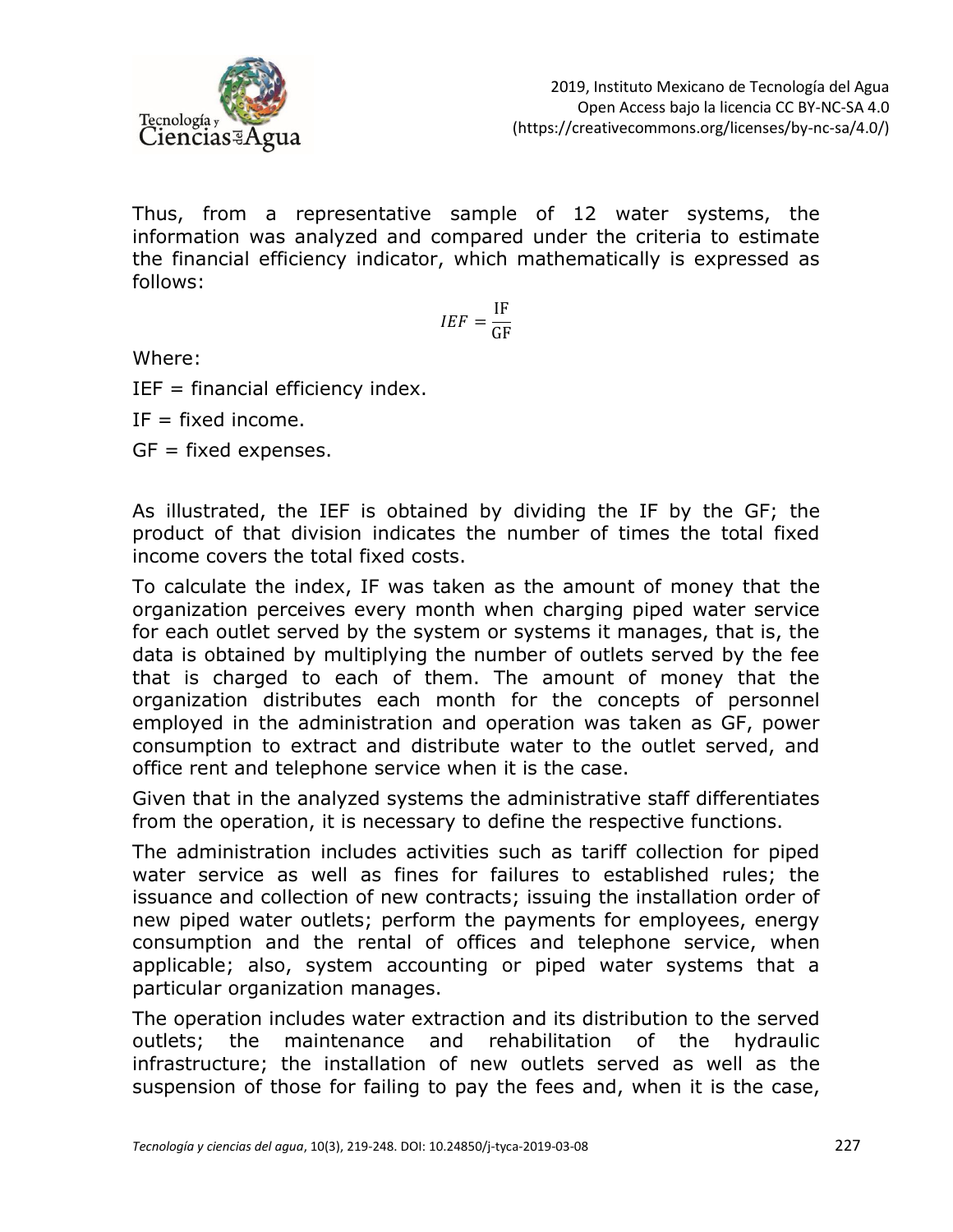Thus, from a representative sample of 12 water systems, the information was analyzed and compared under the criteria to estimate the financial efficiency indicator, which mathematically is expressed as follows:

$$IEF = \frac{\text{IF}}{\text{GF}}$$

Where:

IEF = financial efficiency index.

IF = fixed income.

GF = fixed expenses.

As illustrated, the IEF is obtained by dividing the IF by the GF; the product of that division indicates the number of times the total fixed income covers the total fixed costs.

To calculate the index, IF was taken as the amount of money that the organization perceives every month when charging piped water service for each outlet served by the system or systems it manages, that is, the data is obtained by multiplying the number of outlets served by the fee that is charged to each of them. The amount of money that the organization distributes each month for the concepts of personnel employed in the administration and operation was taken as GF, power consumption to extract and distribute water to the outlet served, and office rent and telephone service when it is the case.

Given that in the analyzed systems the administrative staff differentiates from the operation, it is necessary to define the respective functions.

The administration includes activities such as tariff collection for piped water service as well as fines for failures to established rules; the issuance and collection of new contracts; issuing the installation order of new piped water outlets; perform the payments for employees, energy consumption and the rental of offices and telephone service, when applicable; also, system accounting or piped water systems that a particular organization manages.

The operation includes water extraction and its distribution to the served outlets; the maintenance and rehabilitation of the hydraulic infrastructure; the installation of new outlets served as well as the suspension of those for failing to pay the fees and, when it is the case,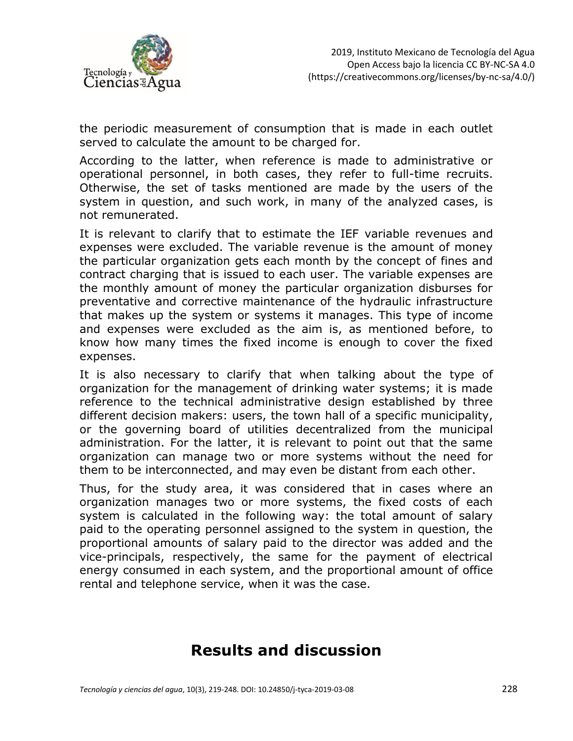the periodic measurement of consumption that is made in each outlet served to calculate the amount to be charged for.

According to the latter, when reference is made to administrative or operational personnel, in both cases, they refer to full-time recruits. Otherwise, the set of tasks mentioned are made by the users of the system in question, and such work, in many of the analyzed cases, is not remunerated.

It is relevant to clarify that to estimate the IEF variable revenues and expenses were excluded. The variable revenue is the amount of money the particular organization gets each month by the concept of fines and contract charging that is issued to each user. The variable expenses are the monthly amount of money the particular organization disburses for preventative and corrective maintenance of the hydraulic infrastructure that makes up the system or systems it manages. This type of income and expenses were excluded as the aim is, as mentioned before, to know how many times the fixed income is enough to cover the fixed expenses.

It is also necessary to clarify that when talking about the type of organization for the management of drinking water systems; it is made reference to the technical administrative design established by three different decision makers: users, the town hall of a specific municipality, or the governing board of utilities decentralized from the municipal administration. For the latter, it is relevant to point out that the same organization can manage two or more systems without the need for them to be interconnected, and may even be distant from each other.

Thus, for the study area, it was considered that in cases where an organization manages two or more systems, the fixed costs of each system is calculated in the following way: the total amount of salary paid to the operating personnel assigned to the system in question, the proportional amounts of salary paid to the director was added and the vice-principals, respectively, the same for the payment of electrical energy consumed in each system, and the proportional amount of office rental and telephone service, when it was the case.

# Results and discussion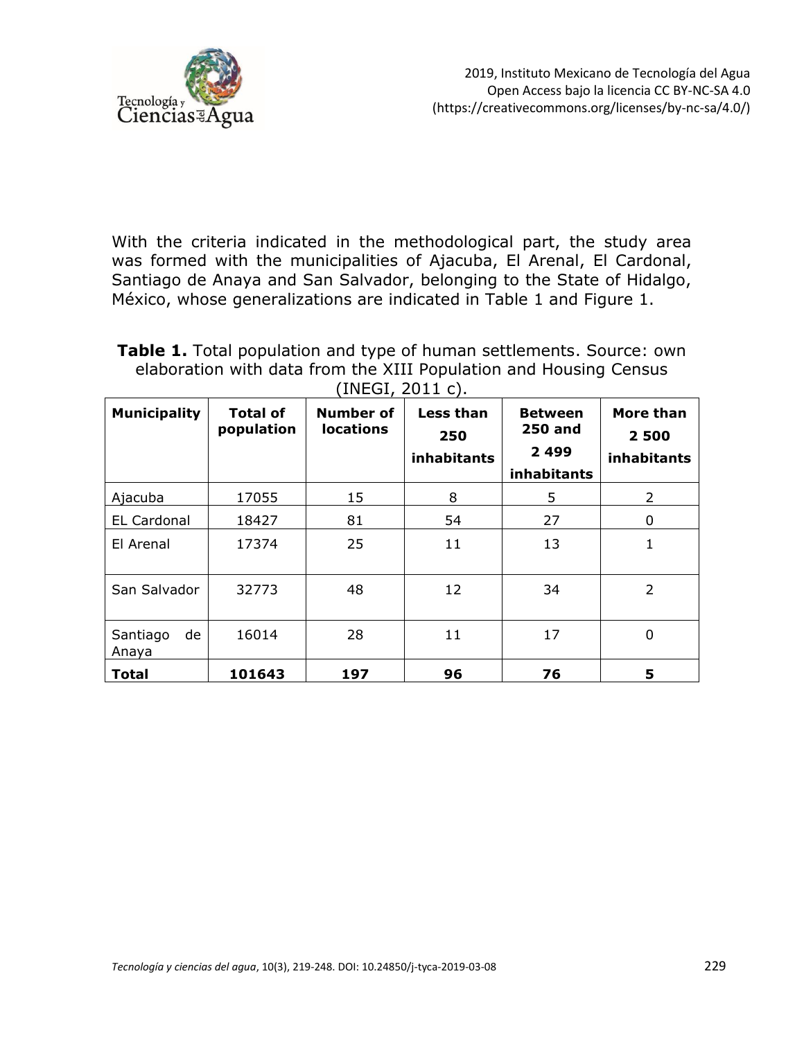With the criteria indicated in the methodological part, the study area was formed with the municipalities of Ajacuba, El Arenal, El Cardonal, Santiago de Anaya and San Salvador, belonging to the State of Hidalgo, México, whose generalizations are indicated in Table 1 and Figure 1.

**Table 1.** Total population and type of human settlements. Source: own elaboration with data from the XIII Population and Housing Census (INEGI, 2011 c).

| Municipality | Total of population | Number of locations | Less than 250 inhabitants | Between 250 and 2 499 inhabitants | More than 2 500 inhabitants |
|---|---|---|---|---|---|
| Ajacuba | 17055 | 15 | 8 | 5 | 2 |
| EL Cardonal | 18427 | 81 | 54 | 27 | 0 |
| El Arenal | 17374 | 25 | 11 | 13 | 1 |
| San Salvador | 32773 | 48 | 12 | 34 | 2 |
| Santiago de Anaya | 16014 | 28 | 11 | 17 | 0 |
| **Total** | **101643** | **197** | **96** | **76** | **5** |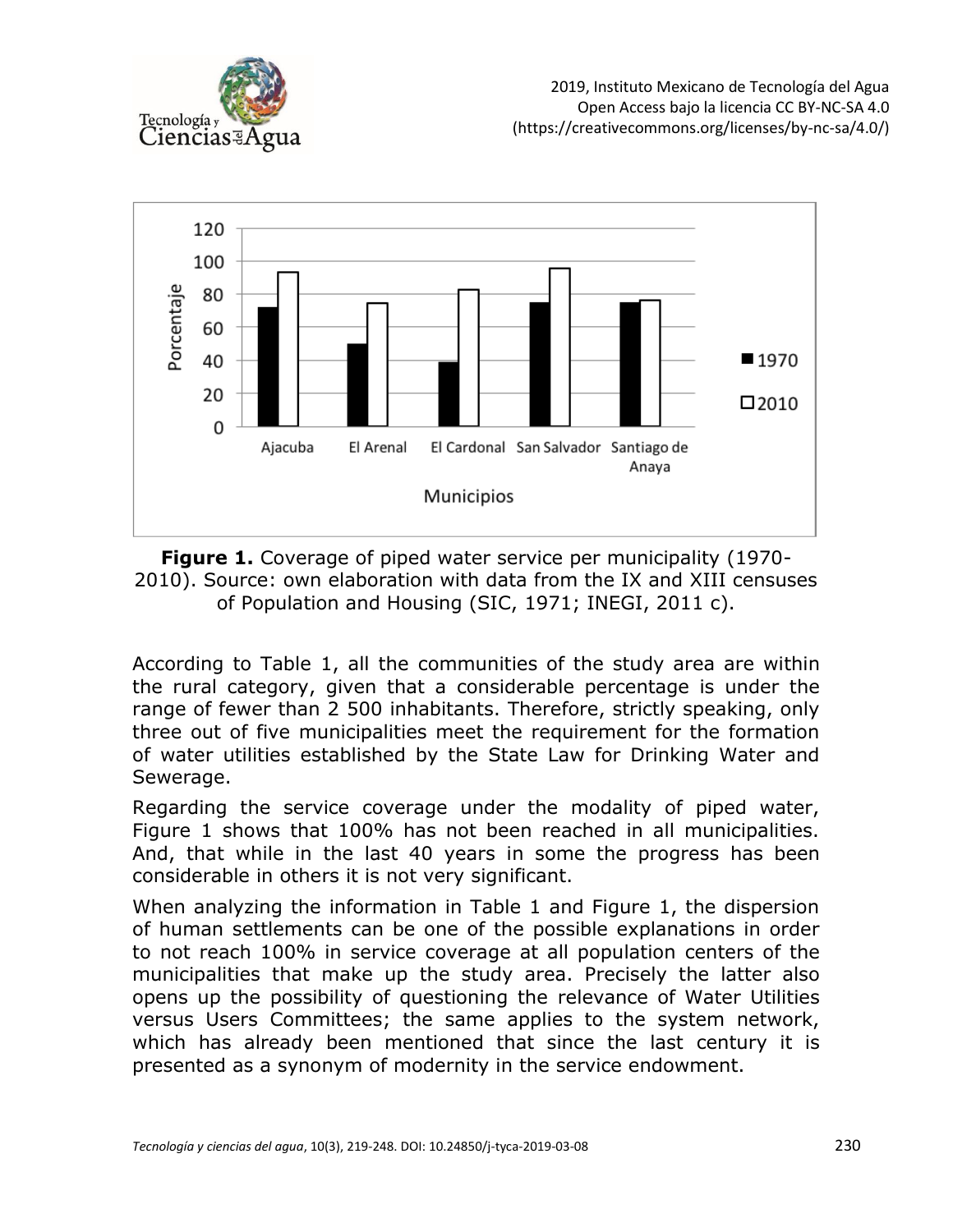**Figure 1.** Coverage of piped water service per municipality (1970-2010). Source: own elaboration with data from the IX and XIII censuses of Population and Housing (SIC, 1971; INEGI, 2011 c).

According to Table 1, all the communities of the study area are within the rural category, given that a considerable percentage is under the range of fewer than 2 500 inhabitants. Therefore, strictly speaking, only three out of five municipalities meet the requirement for the formation of water utilities established by the State Law for Drinking Water and Sewerage.

Regarding the service coverage under the modality of piped water, Figure 1 shows that 100% has not been reached in all municipalities. And, that while in the last 40 years in some the progress has been considerable in others it is not very significant.

When analyzing the information in Table 1 and Figure 1, the dispersion of human settlements can be one of the possible explanations in order to not reach 100% in service coverage at all population centers of the municipalities that make up the study area. Precisely the latter also opens up the possibility of questioning the relevance of Water Utilities versus Users Committees; the same applies to the system network, which has already been mentioned that since the last century it is presented as a synonym of modernity in the service endowment.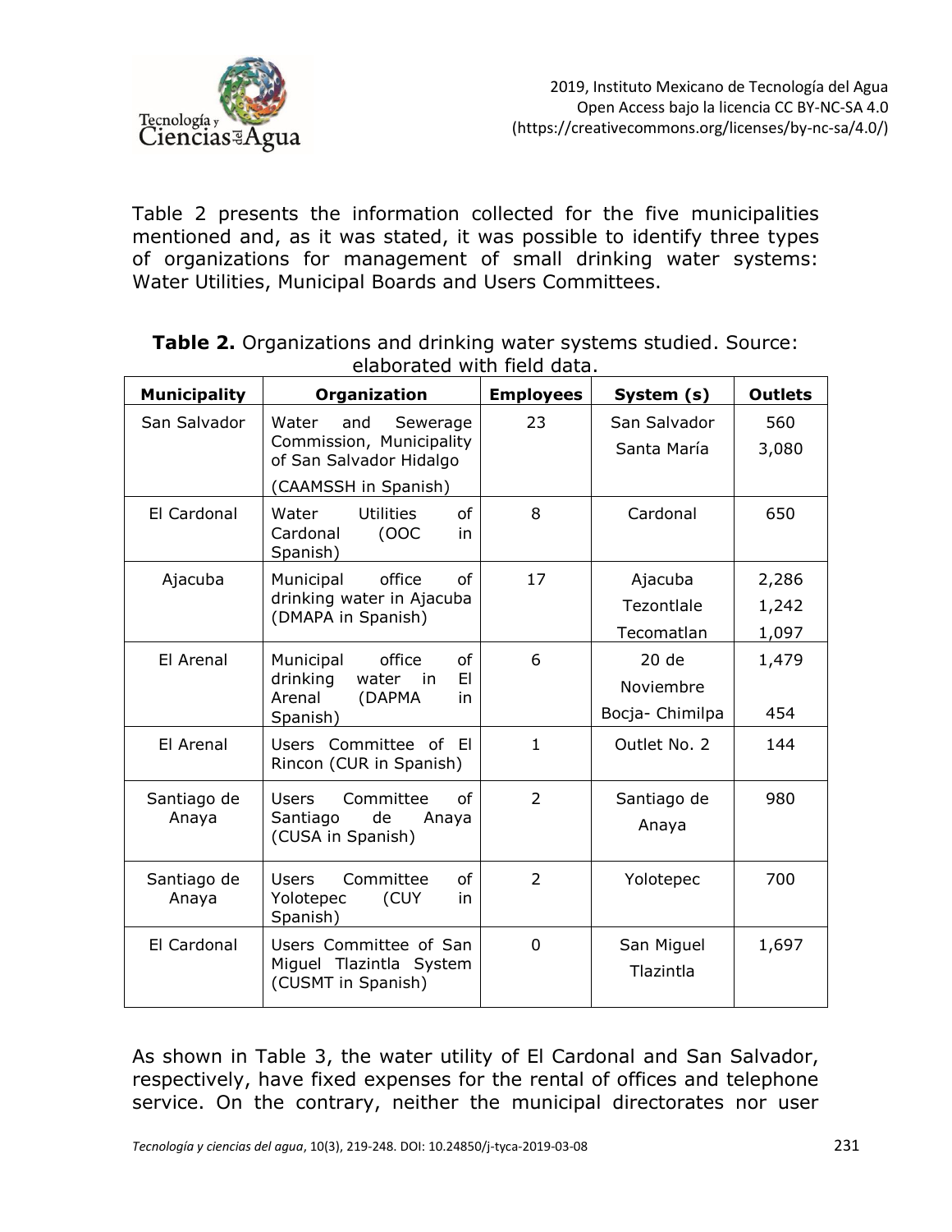Table 2 presents the information collected for the five municipalities mentioned and, as it was stated, it was possible to identify three types of organizations for management of small drinking water systems: Water Utilities, Municipal Boards and Users Committees.

**Table 2.** Organizations and drinking water systems studied. Source: elaborated with field data.

| Municipality | Organization | Employees | System (s) | Outlets |
|---|---|---|---|---|
| San Salvador | Water and Sewerage Commission, Municipality of San Salvador Hidalgo (CAAMSSH in Spanish) | 23 | San Salvador<br>Santa María | 560<br>3,080 |
| El Cardonal | Water Utilities of Cardonal (OOC in Spanish) | 8 | Cardonal | 650 |
| Ajacuba | Municipal office of drinking water in Ajacuba (DMAPA in Spanish) | 17 | Ajacuba<br>Tezontlale<br>Tecomatlan | 2,286<br>1,242<br>1,097 |
| El Arenal | Municipal office of drinking water in El Arenal (DAPMA in Spanish) | 6 | 20 de Noviembre<br>Bocja- Chimilpa | 1,479<br>454 |
| El Arenal | Users Committee of El Rincon (CUR in Spanish) | 1 | Outlet No. 2 | 144 |
| Santiago de Anaya | Users Committee of Santiago de Anaya (CUSA in Spanish) | 2 | Santiago de Anaya | 980 |
| Santiago de Anaya | Users Committee of Yolotepec (CUY in Spanish) | 2 | Yolotepec | 700 |
| El Cardonal | Users Committee of San Miguel Tlazintla System (CUSMT in Spanish) | 0 | San Miguel Tlazintla | 1,697 |

As shown in Table 3, the water utility of El Cardonal and San Salvador, respectively, have fixed expenses for the rental of offices and telephone service. On the contrary, neither the municipal directorates nor user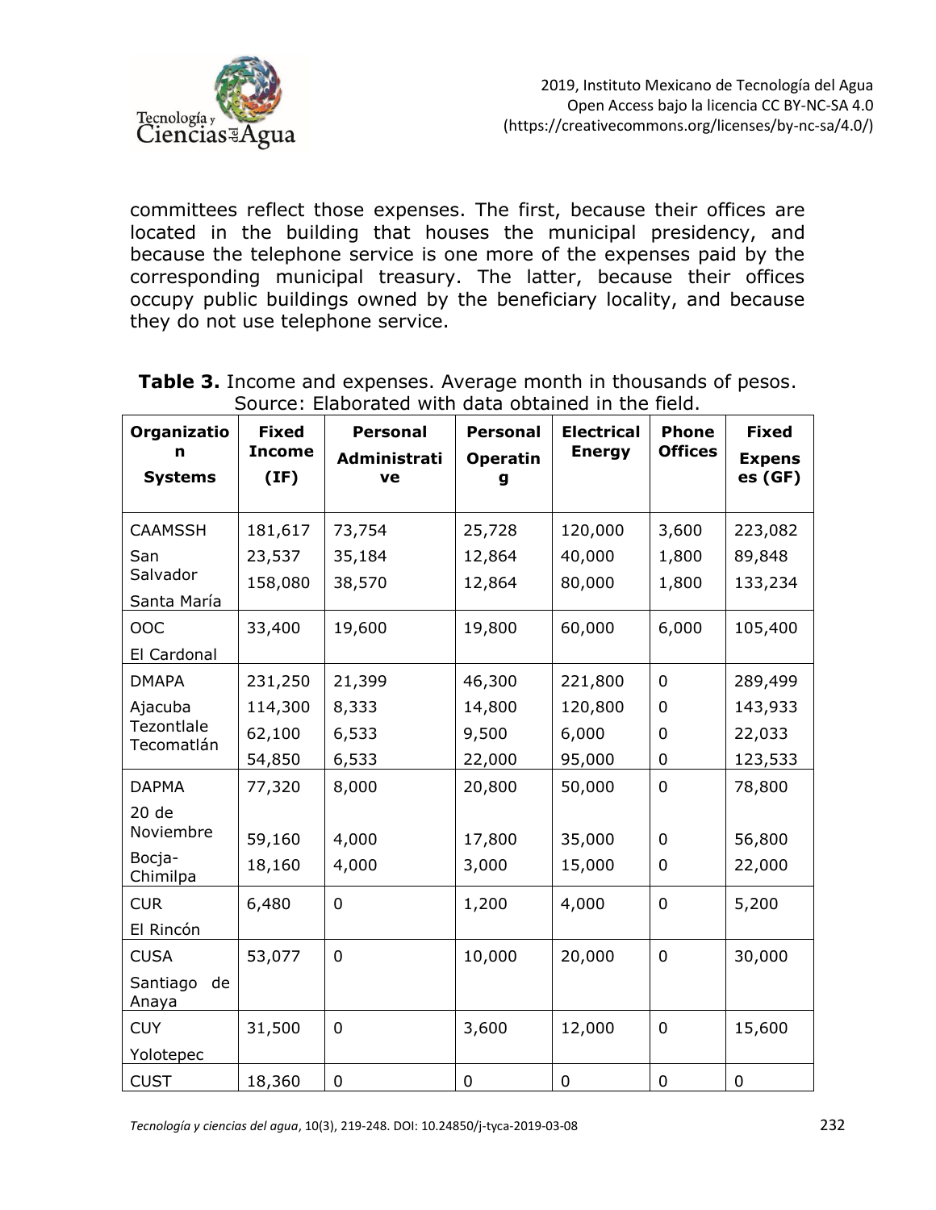committees reflect those expenses. The first, because their offices are located in the building that houses the municipal presidency, and because the telephone service is one more of the expenses paid by the corresponding municipal treasury. The latter, because their offices occupy public buildings owned by the beneficiary locality, and because they do not use telephone service.

**Table 3.** Income and expenses. Average month in thousands of pesos. Source: Elaborated with data obtained in the field.

| Organization Systems | Fixed Income (IF) | Personal Administrative | Personal Operating | Electrical Energy | Phone Offices | Fixed Expenses (GF) |
|---|---|---|---|---|---|---|
| CAAMSSH | 181,617 | 73,754 | 25,728 | 120,000 | 3,600 | 223,082 |
| San Salvador | 23,537 | 35,184 | 12,864 | 40,000 | 1,800 | 89,848 |
| Santa María | 158,080 | 38,570 | 12,864 | 80,000 | 1,800 | 133,234 |
| OOC El Cardonal | 33,400 | 19,600 | 19,800 | 60,000 | 6,000 | 105,400 |
| DMAPA | 231,250 | 21,399 | 46,300 | 221,800 | 0 | 289,499 |
| Ajacuba | 114,300 | 8,333 | 14,800 | 120,800 | 0 | 143,933 |
| Tezontlale | 62,100 | 6,533 | 9,500 | 6,000 | 0 | 22,033 |
| Tecomatlán | 54,850 | 6,533 | 22,000 | 95,000 | 0 | 123,533 |
| DAPMA | 77,320 | 8,000 | 20,800 | 50,000 | 0 | 78,800 |
| 20 de Noviembre | 59,160 | 4,000 | 17,800 | 35,000 | 0 | 56,800 |
| Bocja-Chimilpa | 18,160 | 4,000 | 3,000 | 15,000 | 0 | 22,000 |
| CUR El Rincón | 6,480 | 0 | 1,200 | 4,000 | 0 | 5,200 |
| CUSA Santiago de Anaya | 53,077 | 0 | 10,000 | 20,000 | 0 | 30,000 |
| CUY Yolotepec | 31,500 | 0 | 3,600 | 12,000 | 0 | 15,600 |
| CUST | 18,360 | 0 | 0 | 0 | 0 | 0 |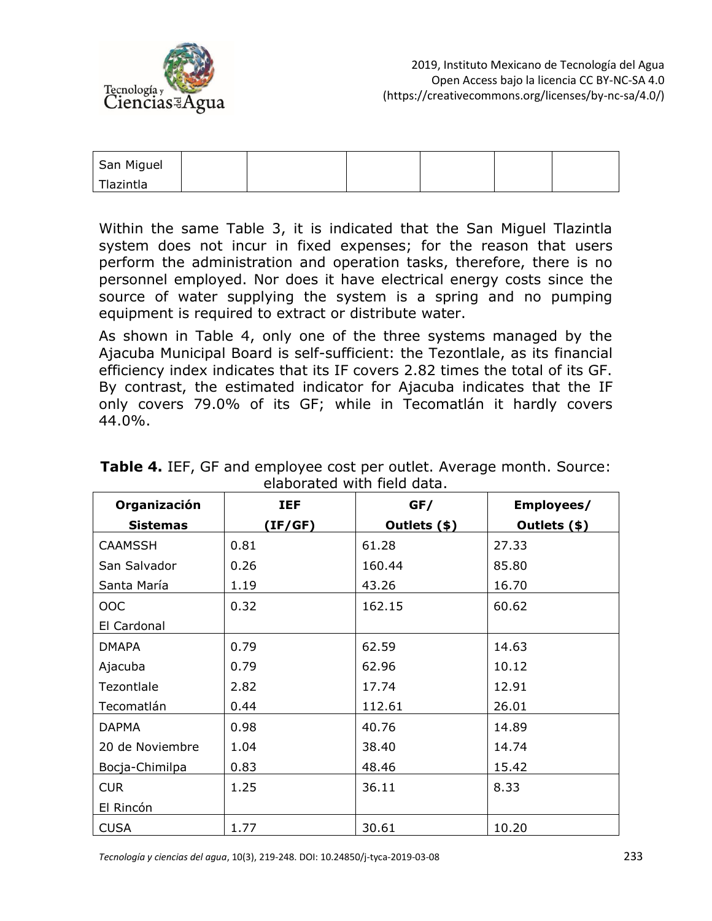| San Miguel Tlazintla | | | | | | |
|---|---|---|---|---|---|---|

Within the same Table 3, it is indicated that the San Miguel Tlazintla system does not incur in fixed expenses; for the reason that users perform the administration and operation tasks, therefore, there is no personnel employed. Nor does it have electrical energy costs since the source of water supplying the system is a spring and no pumping equipment is required to extract or distribute water.

As shown in Table 4, only one of the three systems managed by the Ajacuba Municipal Board is self-sufficient: the Tezontlale, as its financial efficiency index indicates that its IF covers 2.82 times the total of its GF. By contrast, the estimated indicator for Ajacuba indicates that the IF only covers 79.0% of its GF; while in Tecomatlán it hardly covers 44.0%.

**Table 4.** IEF, GF and employee cost per outlet. Average month. Source: elaborated with field data.

| Organización Sistemas | IEF (IF/GF) | GF/ Outlets ($) | Employees/ Outlets ($) |
|---|---|---|---|
| CAAMSSH | 0.81 | 61.28 | 27.33 |
| San Salvador | 0.26 | 160.44 | 85.80 |
| Santa María | 1.19 | 43.26 | 16.70 |
| OOC El Cardonal | 0.32 | 162.15 | 60.62 |
| DMAPA | 0.79 | 62.59 | 14.63 |
| Ajacuba | 0.79 | 62.96 | 10.12 |
| Tezontlale | 2.82 | 17.74 | 12.91 |
| Tecomatlán | 0.44 | 112.61 | 26.01 |
| DAPMA | 0.98 | 40.76 | 14.89 |
| 20 de Noviembre | 1.04 | 38.40 | 14.74 |
| Bocja-Chimilpa | 0.83 | 48.46 | 15.42 |
| CUR El Rincón | 1.25 | 36.11 | 8.33 |
| CUSA | 1.77 | 30.61 | 10.20 |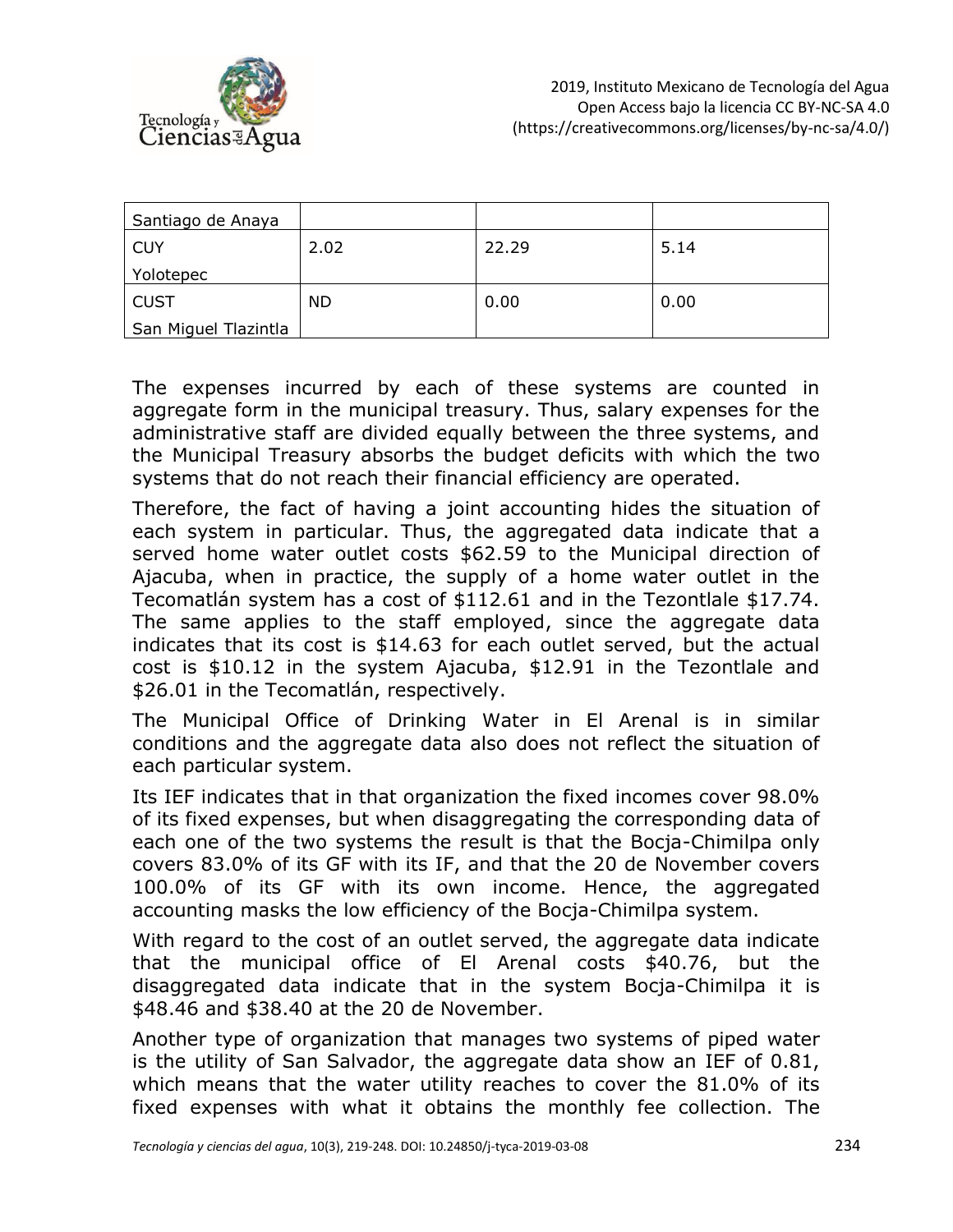| Santiago de Anaya | | | |
|---|---|---|---|
| CUY<br>Yolotepec | 2.02 | 22.29 | 5.14 |
| CUST<br>San Miguel Tlazintla | ND | 0.00 | 0.00 |

The expenses incurred by each of these systems are counted in aggregate form in the municipal treasury. Thus, salary expenses for the administrative staff are divided equally between the three systems, and the Municipal Treasury absorbs the budget deficits with which the two systems that do not reach their financial efficiency are operated.

Therefore, the fact of having a joint accounting hides the situation of each system in particular. Thus, the aggregated data indicate that a served home water outlet costs $62.59 to the Municipal direction of Ajacuba, when in practice, the supply of a home water outlet in the Tecomatlán system has a cost of $112.61 and in the Tezontlale $17.74. The same applies to the staff employed, since the aggregate data indicates that its cost is $14.63 for each outlet served, but the actual cost is $10.12 in the system Ajacuba, $12.91 in the Tezontlale and $26.01 in the Tecomatlán, respectively.

The Municipal Office of Drinking Water in El Arenal is in similar conditions and the aggregate data also does not reflect the situation of each particular system.

Its IEF indicates that in that organization the fixed incomes cover 98.0% of its fixed expenses, but when disaggregating the corresponding data of each one of the two systems the result is that the Bocja-Chimilpa only covers 83.0% of its GF with its IF, and that the 20 de November covers 100.0% of its GF with its own income. Hence, the aggregated accounting masks the low efficiency of the Bocja-Chimilpa system.

With regard to the cost of an outlet served, the aggregate data indicate that the municipal office of El Arenal costs $40.76, but the disaggregated data indicate that in the system Bocja-Chimilpa it is $48.46 and $38.40 at the 20 de November.

Another type of organization that manages two systems of piped water is the utility of San Salvador, the aggregate data show an IEF of 0.81, which means that the water utility reaches to cover the 81.0% of its fixed expenses with what it obtains the monthly fee collection. The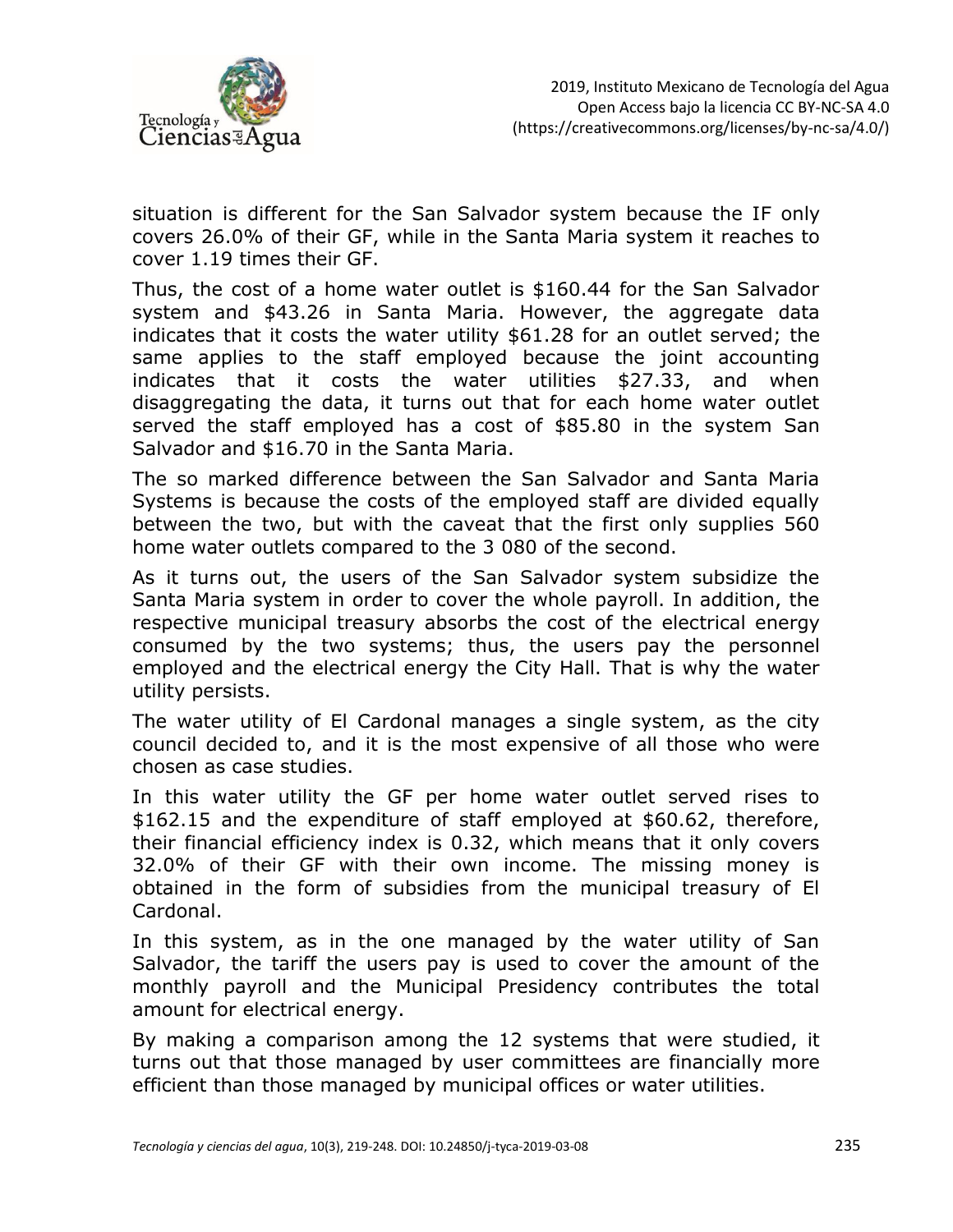situation is different for the San Salvador system because the IF only covers 26.0% of their GF, while in the Santa Maria system it reaches to cover 1.19 times their GF.

Thus, the cost of a home water outlet is $160.44 for the San Salvador system and $43.26 in Santa Maria. However, the aggregate data indicates that it costs the water utility $61.28 for an outlet served; the same applies to the staff employed because the joint accounting indicates that it costs the water utilities $27.33, and when disaggregating the data, it turns out that for each home water outlet served the staff employed has a cost of $85.80 in the system San Salvador and $16.70 in the Santa Maria.

The so marked difference between the San Salvador and Santa Maria Systems is because the costs of the employed staff are divided equally between the two, but with the caveat that the first only supplies 560 home water outlets compared to the 3 080 of the second.

As it turns out, the users of the San Salvador system subsidize the Santa Maria system in order to cover the whole payroll. In addition, the respective municipal treasury absorbs the cost of the electrical energy consumed by the two systems; thus, the users pay the personnel employed and the electrical energy the City Hall. That is why the water utility persists.

The water utility of El Cardonal manages a single system, as the city council decided to, and it is the most expensive of all those who were chosen as case studies.

In this water utility the GF per home water outlet served rises to $162.15 and the expenditure of staff employed at $60.62, therefore, their financial efficiency index is 0.32, which means that it only covers 32.0% of their GF with their own income. The missing money is obtained in the form of subsidies from the municipal treasury of El Cardonal.

In this system, as in the one managed by the water utility of San Salvador, the tariff the users pay is used to cover the amount of the monthly payroll and the Municipal Presidency contributes the total amount for electrical energy.

By making a comparison among the 12 systems that were studied, it turns out that those managed by user committees are financially more efficient than those managed by municipal offices or water utilities.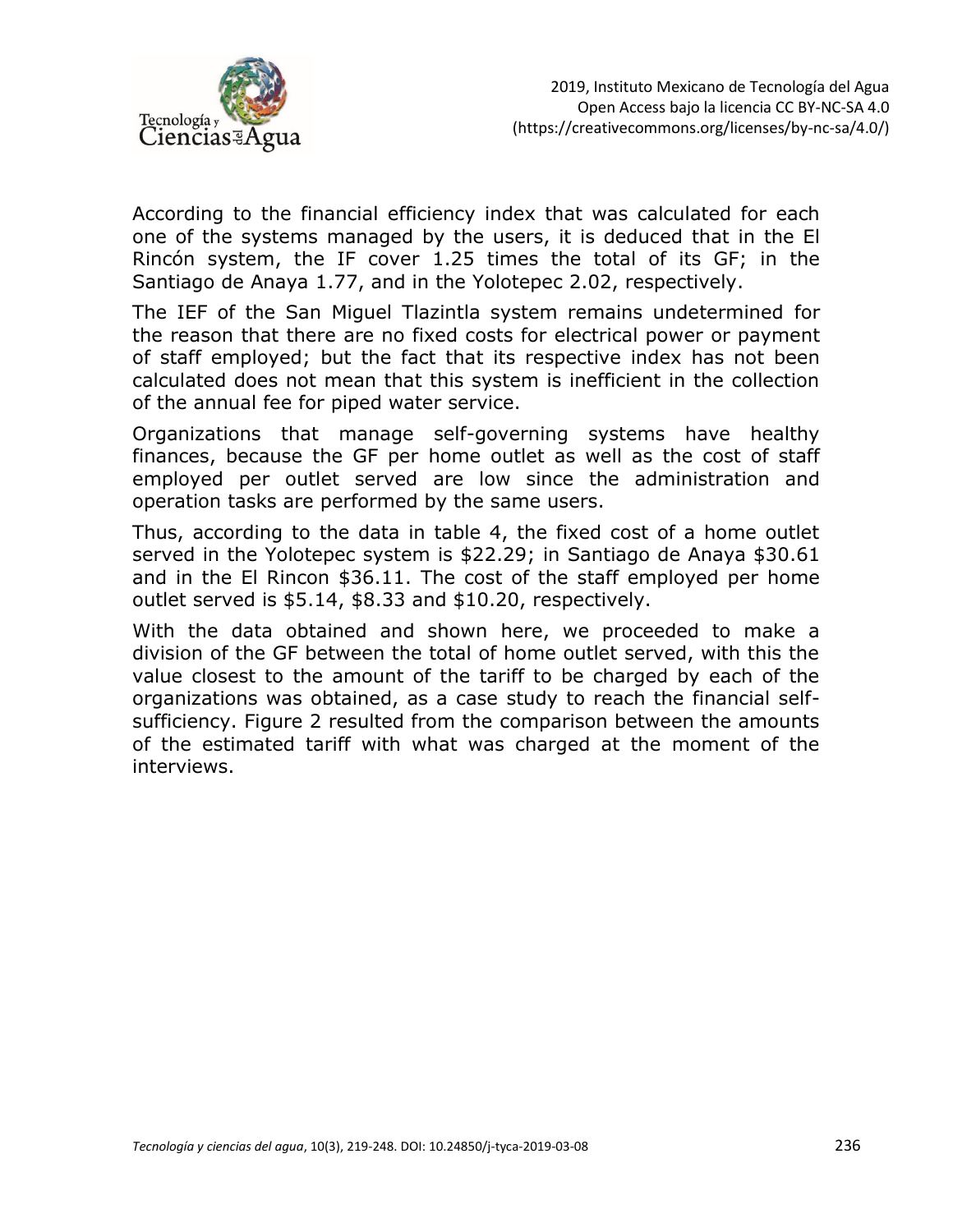According to the financial efficiency index that was calculated for each one of the systems managed by the users, it is deduced that in the El Rincón system, the IF cover 1.25 times the total of its GF; in the Santiago de Anaya 1.77, and in the Yolotepec 2.02, respectively.

The IEF of the San Miguel Tlazintla system remains undetermined for the reason that there are no fixed costs for electrical power or payment of staff employed; but the fact that its respective index has not been calculated does not mean that this system is inefficient in the collection of the annual fee for piped water service.

Organizations that manage self-governing systems have healthy finances, because the GF per home outlet as well as the cost of staff employed per outlet served are low since the administration and operation tasks are performed by the same users.

Thus, according to the data in table 4, the fixed cost of a home outlet served in the Yolotepec system is $22.29; in Santiago de Anaya $30.61 and in the El Rincon $36.11. The cost of the staff employed per home outlet served is $5.14, $8.33 and $10.20, respectively.

With the data obtained and shown here, we proceeded to make a division of the GF between the total of home outlet served, with this the value closest to the amount of the tariff to be charged by each of the organizations was obtained, as a case study to reach the financial self-sufficiency. Figure 2 resulted from the comparison between the amounts of the estimated tariff with what was charged at the moment of the interviews.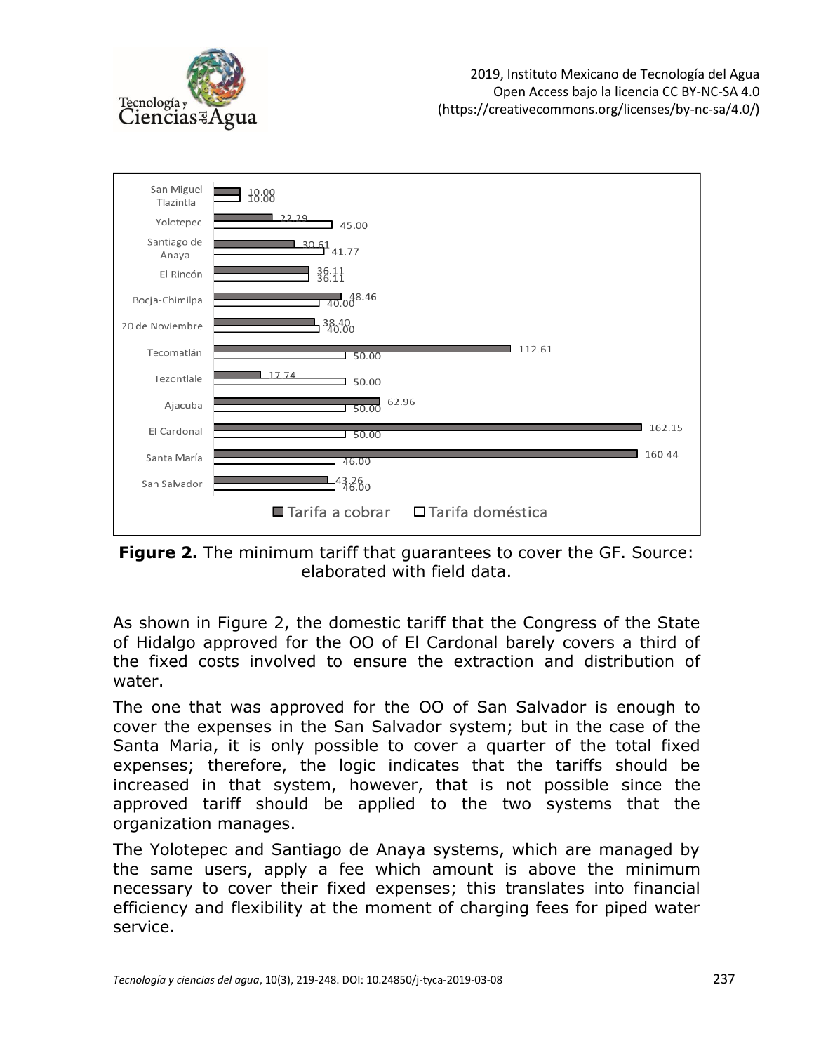**Figure 2.** The minimum tariff that guarantees to cover the GF. Source: elaborated with field data.

As shown in Figure 2, the domestic tariff that the Congress of the State of Hidalgo approved for the OO of El Cardonal barely covers a third of the fixed costs involved to ensure the extraction and distribution of water.

The one that was approved for the OO of San Salvador is enough to cover the expenses in the San Salvador system; but in the case of the Santa Maria, it is only possible to cover a quarter of the total fixed expenses; therefore, the logic indicates that the tariffs should be increased in that system, however, that is not possible since the approved tariff should be applied to the two systems that the organization manages.

The Yolotepec and Santiago de Anaya systems, which are managed by the same users, apply a fee which amount is above the minimum necessary to cover their fixed expenses; this translates into financial efficiency and flexibility at the moment of charging fees for piped water service.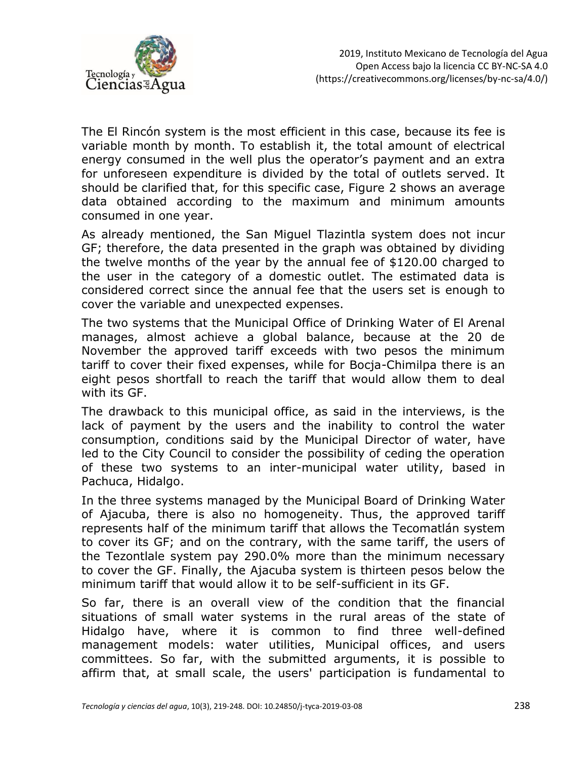The El Rincón system is the most efficient in this case, because its fee is variable month by month. To establish it, the total amount of electrical energy consumed in the well plus the operator's payment and an extra for unforeseen expenditure is divided by the total of outlets served. It should be clarified that, for this specific case, Figure 2 shows an average data obtained according to the maximum and minimum amounts consumed in one year.

As already mentioned, the San Miguel Tlazintla system does not incur GF; therefore, the data presented in the graph was obtained by dividing the twelve months of the year by the annual fee of $120.00 charged to the user in the category of a domestic outlet. The estimated data is considered correct since the annual fee that the users set is enough to cover the variable and unexpected expenses.

The two systems that the Municipal Office of Drinking Water of El Arenal manages, almost achieve a global balance, because at the 20 de November the approved tariff exceeds with two pesos the minimum tariff to cover their fixed expenses, while for Bocja-Chimilpa there is an eight pesos shortfall to reach the tariff that would allow them to deal with its GF.

The drawback to this municipal office, as said in the interviews, is the lack of payment by the users and the inability to control the water consumption, conditions said by the Municipal Director of water, have led to the City Council to consider the possibility of ceding the operation of these two systems to an inter-municipal water utility, based in Pachuca, Hidalgo.

In the three systems managed by the Municipal Board of Drinking Water of Ajacuba, there is also no homogeneity. Thus, the approved tariff represents half of the minimum tariff that allows the Tecomatlán system to cover its GF; and on the contrary, with the same tariff, the users of the Tezontlale system pay 290.0% more than the minimum necessary to cover the GF. Finally, the Ajacuba system is thirteen pesos below the minimum tariff that would allow it to be self-sufficient in its GF.

So far, there is an overall view of the condition that the financial situations of small water systems in the rural areas of the state of Hidalgo have, where it is common to find three well-defined management models: water utilities, Municipal offices, and users committees. So far, with the submitted arguments, it is possible to affirm that, at small scale, the users' participation is fundamental to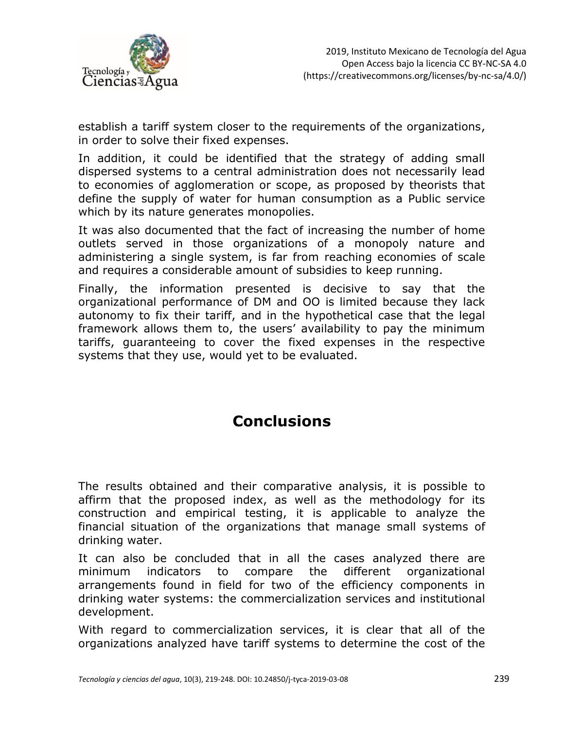establish a tariff system closer to the requirements of the organizations, in order to solve their fixed expenses.

In addition, it could be identified that the strategy of adding small dispersed systems to a central administration does not necessarily lead to economies of agglomeration or scope, as proposed by theorists that define the supply of water for human consumption as a Public service which by its nature generates monopolies.

It was also documented that the fact of increasing the number of home outlets served in those organizations of a monopoly nature and administering a single system, is far from reaching economies of scale and requires a considerable amount of subsidies to keep running.

Finally, the information presented is decisive to say that the organizational performance of DM and OO is limited because they lack autonomy to fix their tariff, and in the hypothetical case that the legal framework allows them to, the users' availability to pay the minimum tariffs, guaranteeing to cover the fixed expenses in the respective systems that they use, would yet to be evaluated.

# Conclusions

The results obtained and their comparative analysis, it is possible to affirm that the proposed index, as well as the methodology for its construction and empirical testing, it is applicable to analyze the financial situation of the organizations that manage small systems of drinking water.

It can also be concluded that in all the cases analyzed there are minimum indicators to compare the different organizational arrangements found in field for two of the efficiency components in drinking water systems: the commercialization services and institutional development.

With regard to commercialization services, it is clear that all of the organizations analyzed have tariff systems to determine the cost of the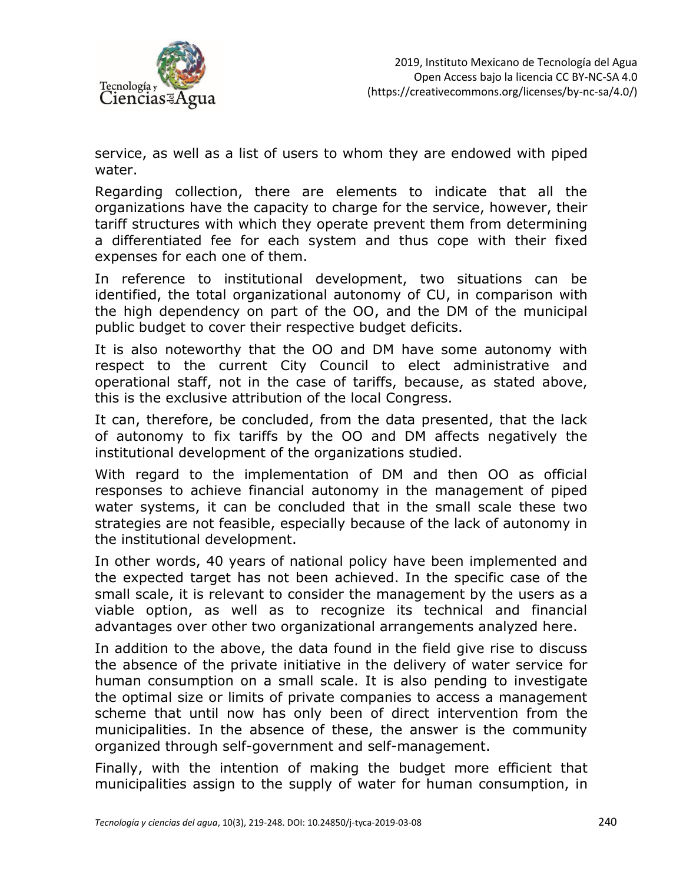service, as well as a list of users to whom they are endowed with piped water.

Regarding collection, there are elements to indicate that all the organizations have the capacity to charge for the service, however, their tariff structures with which they operate prevent them from determining a differentiated fee for each system and thus cope with their fixed expenses for each one of them.

In reference to institutional development, two situations can be identified, the total organizational autonomy of CU, in comparison with the high dependency on part of the OO, and the DM of the municipal public budget to cover their respective budget deficits.

It is also noteworthy that the OO and DM have some autonomy with respect to the current City Council to elect administrative and operational staff, not in the case of tariffs, because, as stated above, this is the exclusive attribution of the local Congress.

It can, therefore, be concluded, from the data presented, that the lack of autonomy to fix tariffs by the OO and DM affects negatively the institutional development of the organizations studied.

With regard to the implementation of DM and then OO as official responses to achieve financial autonomy in the management of piped water systems, it can be concluded that in the small scale these two strategies are not feasible, especially because of the lack of autonomy in the institutional development.

In other words, 40 years of national policy have been implemented and the expected target has not been achieved. In the specific case of the small scale, it is relevant to consider the management by the users as a viable option, as well as to recognize its technical and financial advantages over other two organizational arrangements analyzed here.

In addition to the above, the data found in the field give rise to discuss the absence of the private initiative in the delivery of water service for human consumption on a small scale. It is also pending to investigate the optimal size or limits of private companies to access a management scheme that until now has only been of direct intervention from the municipalities. In the absence of these, the answer is the community organized through self-government and self-management.

Finally, with the intention of making the budget more efficient that municipalities assign to the supply of water for human consumption, in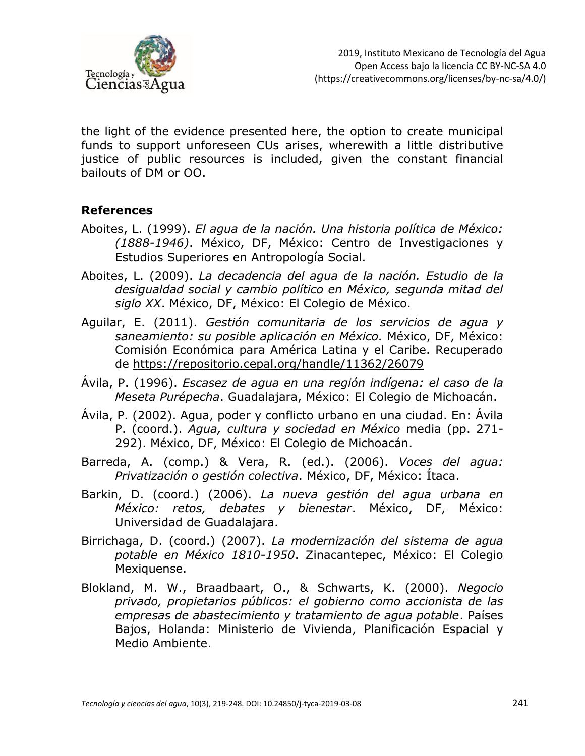the light of the evidence presented here, the option to create municipal funds to support unforeseen CUs arises, wherewith a little distributive justice of public resources is included, given the constant financial bailouts of DM or OO.

## References

Aboites, L. (1999). *El agua de la nación. Una historia política de México: (1888-1946)*. México, DF, México: Centro de Investigaciones y Estudios Superiores en Antropología Social.

Aboites, L. (2009). *La decadencia del agua de la nación. Estudio de la desigualdad social y cambio político en México, segunda mitad del siglo XX*. México, DF, México: El Colegio de México.

Aguilar, E. (2011). *Gestión comunitaria de los servicios de agua y saneamiento: su posible aplicación en México.* México, DF, México: Comisión Económica para América Latina y el Caribe. Recuperado de https://repositorio.cepal.org/handle/11362/26079

Ávila, P. (1996). *Escasez de agua en una región indígena: el caso de la Meseta Purépecha*. Guadalajara, México: El Colegio de Michoacán.

Ávila, P. (2002). Agua, poder y conflicto urbano en una ciudad. En: Ávila P. (coord.). *Agua, cultura y sociedad en México* media (pp. 271-292). México, DF, México: El Colegio de Michoacán.

Barreda, A. (comp.) & Vera, R. (ed.). (2006). *Voces del agua: Privatización o gestión colectiva*. México, DF, México: Ítaca.

Barkin, D. (coord.) (2006). *La nueva gestión del agua urbana en México: retos, debates y bienestar*. México, DF, México: Universidad de Guadalajara.

Birrichaga, D. (coord.) (2007). *La modernización del sistema de agua potable en México 1810-1950*. Zinacantepec, México: El Colegio Mexiquense.

Blokland, M. W., Braadbaart, O., & Schwarts, K. (2000). *Negocio privado, propietarios públicos: el gobierno como accionista de las empresas de abastecimiento y tratamiento de agua potable*. Países Bajos, Holanda: Ministerio de Vivienda, Planificación Espacial y Medio Ambiente.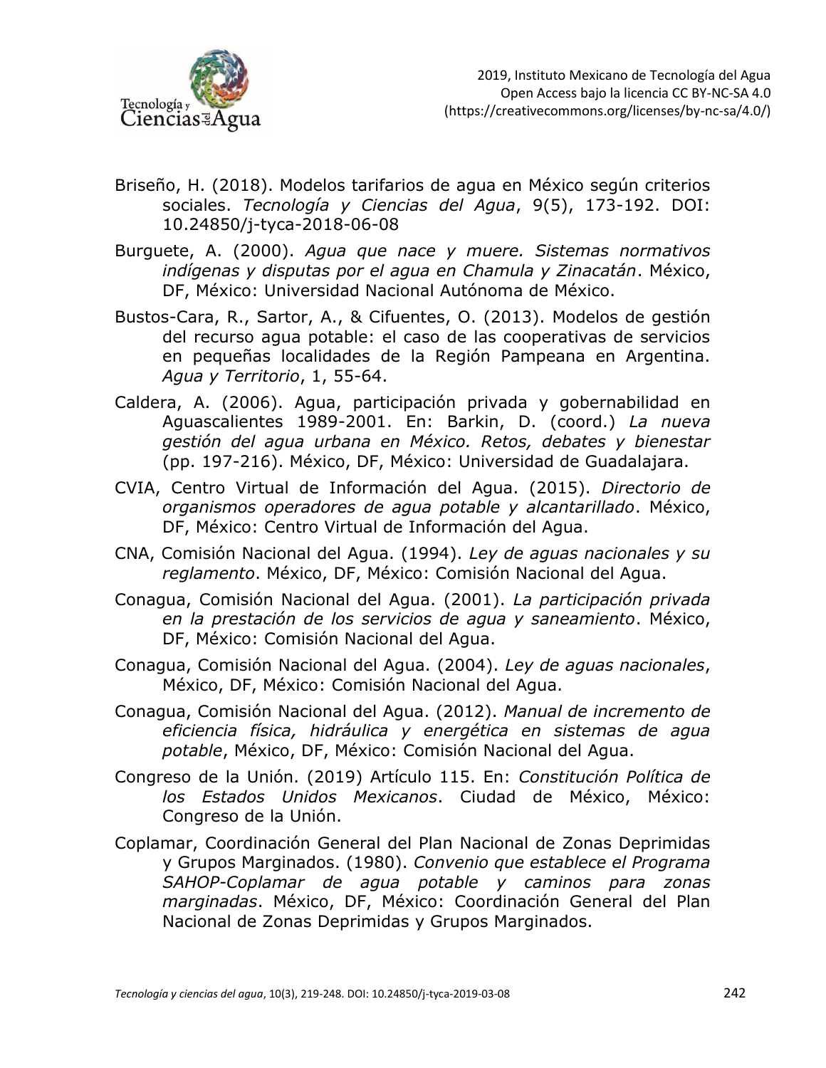Briseño, H. (2018). Modelos tarifarios de agua en México según criterios sociales. *Tecnología y Ciencias del Agua*, 9(5), 173-192. DOI: 10.24850/j-tyca-2018-06-08

Burguete, A. (2000). *Agua que nace y muere. Sistemas normativos indígenas y disputas por el agua en Chamula y Zinacatán*. México, DF, México: Universidad Nacional Autónoma de México.

Bustos-Cara, R., Sartor, A., & Cifuentes, O. (2013). Modelos de gestión del recurso agua potable: el caso de las cooperativas de servicios en pequeñas localidades de la Región Pampeana en Argentina. *Agua y Territorio*, 1, 55-64.

Caldera, A. (2006). Agua, participación privada y gobernabilidad en Aguascalientes 1989-2001. En: Barkin, D. (coord.) *La nueva gestión del agua urbana en México. Retos, debates y bienestar* (pp. 197-216). México, DF, México: Universidad de Guadalajara.

CVIA, Centro Virtual de Información del Agua. (2015). *Directorio de organismos operadores de agua potable y alcantarillado*. México, DF, México: Centro Virtual de Información del Agua.

CNA, Comisión Nacional del Agua. (1994). *Ley de aguas nacionales y su reglamento*. México, DF, México: Comisión Nacional del Agua.

Conagua, Comisión Nacional del Agua. (2001). *La participación privada en la prestación de los servicios de agua y saneamiento*. México, DF, México: Comisión Nacional del Agua.

Conagua, Comisión Nacional del Agua. (2004). *Ley de aguas nacionales*, México, DF, México: Comisión Nacional del Agua.

Conagua, Comisión Nacional del Agua. (2012). *Manual de incremento de eficiencia física, hidráulica y energética en sistemas de agua potable*, México, DF, México: Comisión Nacional del Agua.

Congreso de la Unión. (2019) Artículo 115. En: *Constitución Política de los Estados Unidos Mexicanos*. Ciudad de México, México: Congreso de la Unión.

Coplamar, Coordinación General del Plan Nacional de Zonas Deprimidas y Grupos Marginados. (1980). *Convenio que establece el Programa SAHOP-Coplamar de agua potable y caminos para zonas marginadas*. México, DF, México: Coordinación General del Plan Nacional de Zonas Deprimidas y Grupos Marginados.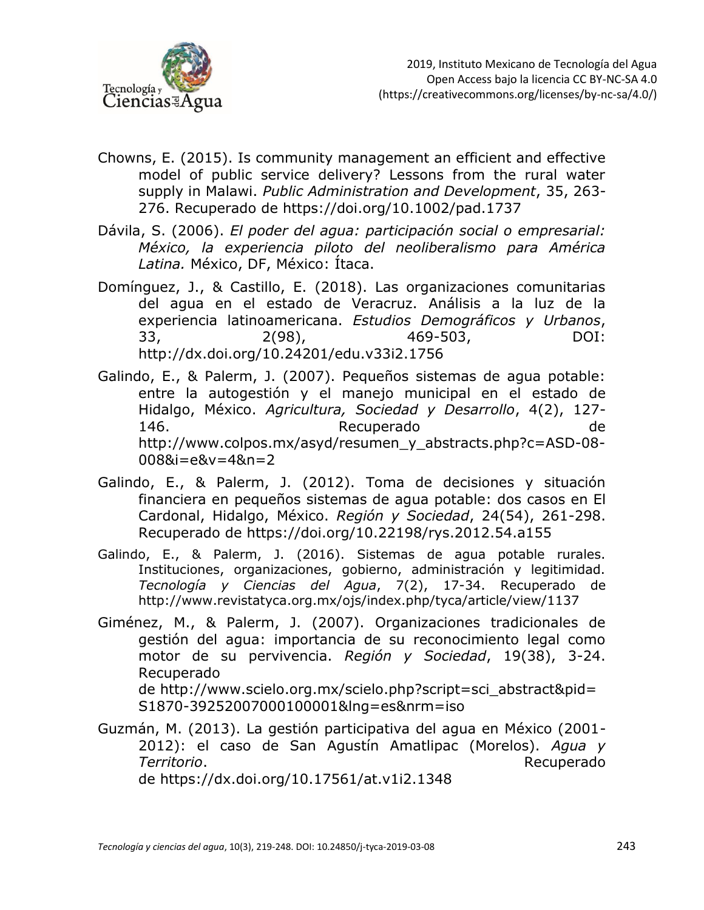Chowns, E. (2015). Is community management an efficient and effective model of public service delivery? Lessons from the rural water supply in Malawi. *Public Administration and Development*, 35, 263-276. Recuperado de https://doi.org/10.1002/pad.1737

Dávila, S. (2006). *El poder del agua: participación social o empresarial: México, la experiencia piloto del neoliberalismo para América Latina.* México, DF, México: Ítaca.

Domínguez, J., & Castillo, E. (2018). Las organizaciones comunitarias del agua en el estado de Veracruz. Análisis a la luz de la experiencia latinoamericana. *Estudios Demográficos y Urbanos*, 33, 2(98), 469-503, DOI: http://dx.doi.org/10.24201/edu.v33i2.1756

Galindo, E., & Palerm, J. (2007). Pequeños sistemas de agua potable: entre la autogestión y el manejo municipal en el estado de Hidalgo, México. *Agricultura, Sociedad y Desarrollo*, 4(2), 127-146. Recuperado de http://www.colpos.mx/asyd/resumen_y_abstracts.php?c=ASD-08-008&i=e&v=4&n=2

Galindo, E., & Palerm, J. (2012). Toma de decisiones y situación financiera en pequeños sistemas de agua potable: dos casos en El Cardonal, Hidalgo, México. *Región y Sociedad*, 24(54), 261-298. Recuperado de https://doi.org/10.22198/rys.2012.54.a155

Galindo, E., & Palerm, J. (2016). Sistemas de agua potable rurales. Instituciones, organizaciones, gobierno, administración y legitimidad. *Tecnología y Ciencias del Agua*, 7(2), 17-34. Recuperado de http://www.revistatyca.org.mx/ojs/index.php/tyca/article/view/1137

Giménez, M., & Palerm, J. (2007). Organizaciones tradicionales de gestión del agua: importancia de su reconocimiento legal como motor de su pervivencia. *Región y Sociedad*, 19(38), 3-24. Recuperado de http://www.scielo.org.mx/scielo.php?script=sci_abstract&pid=S1870-39252007000100001&lng=es&nrm=iso

Guzmán, M. (2013). La gestión participativa del agua en México (2001-2012): el caso de San Agustín Amatlipac (Morelos). *Agua y Territorio*. Recuperado de https://dx.doi.org/10.17561/at.v1i2.1348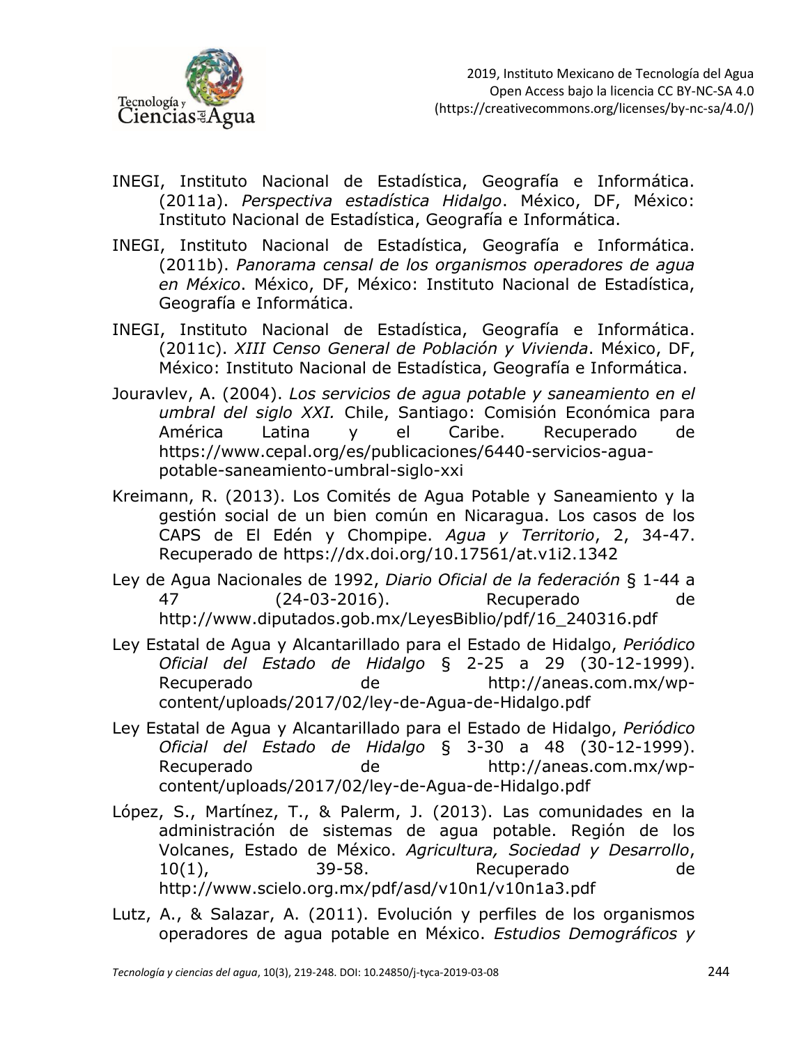INEGI, Instituto Nacional de Estadística, Geografía e Informática. (2011a). *Perspectiva estadística Hidalgo*. México, DF, México: Instituto Nacional de Estadística, Geografía e Informática.

INEGI, Instituto Nacional de Estadística, Geografía e Informática. (2011b). *Panorama censal de los organismos operadores de agua en México*. México, DF, México: Instituto Nacional de Estadística, Geografía e Informática.

INEGI, Instituto Nacional de Estadística, Geografía e Informática. (2011c). *XIII Censo General de Población y Vivienda*. México, DF, México: Instituto Nacional de Estadística, Geografía e Informática.

Jouravlev, A. (2004). *Los servicios de agua potable y saneamiento en el umbral del siglo XXI.* Chile, Santiago: Comisión Económica para América Latina y el Caribe. Recuperado de https://www.cepal.org/es/publicaciones/6440-servicios-agua-potable-saneamiento-umbral-siglo-xxi

Kreimann, R. (2013). Los Comités de Agua Potable y Saneamiento y la gestión social de un bien común en Nicaragua. Los casos de los CAPS de El Edén y Chompipe. *Agua y Territorio*, 2, 34-47. Recuperado de https://dx.doi.org/10.17561/at.v1i2.1342

Ley de Agua Nacionales de 1992, *Diario Oficial de la federación* § 1-44 a 47 (24-03-2016). Recuperado de http://www.diputados.gob.mx/LeyesBiblio/pdf/16_240316.pdf

Ley Estatal de Agua y Alcantarillado para el Estado de Hidalgo, *Periódico Oficial del Estado de Hidalgo* § 2-25 a 29 (30-12-1999). Recuperado de http://aneas.com.mx/wp-content/uploads/2017/02/ley-de-Agua-de-Hidalgo.pdf

Ley Estatal de Agua y Alcantarillado para el Estado de Hidalgo, *Periódico Oficial del Estado de Hidalgo* § 3-30 a 48 (30-12-1999). Recuperado de http://aneas.com.mx/wp-content/uploads/2017/02/ley-de-Agua-de-Hidalgo.pdf

López, S., Martínez, T., & Palerm, J. (2013). Las comunidades en la administración de sistemas de agua potable. Región de los Volcanes, Estado de México. *Agricultura, Sociedad y Desarrollo*, 10(1), 39-58. Recuperado de http://www.scielo.org.mx/pdf/asd/v10n1/v10n1a3.pdf

Lutz, A., & Salazar, A. (2011). Evolución y perfiles de los organismos operadores de agua potable en México. *Estudios Demográficos y*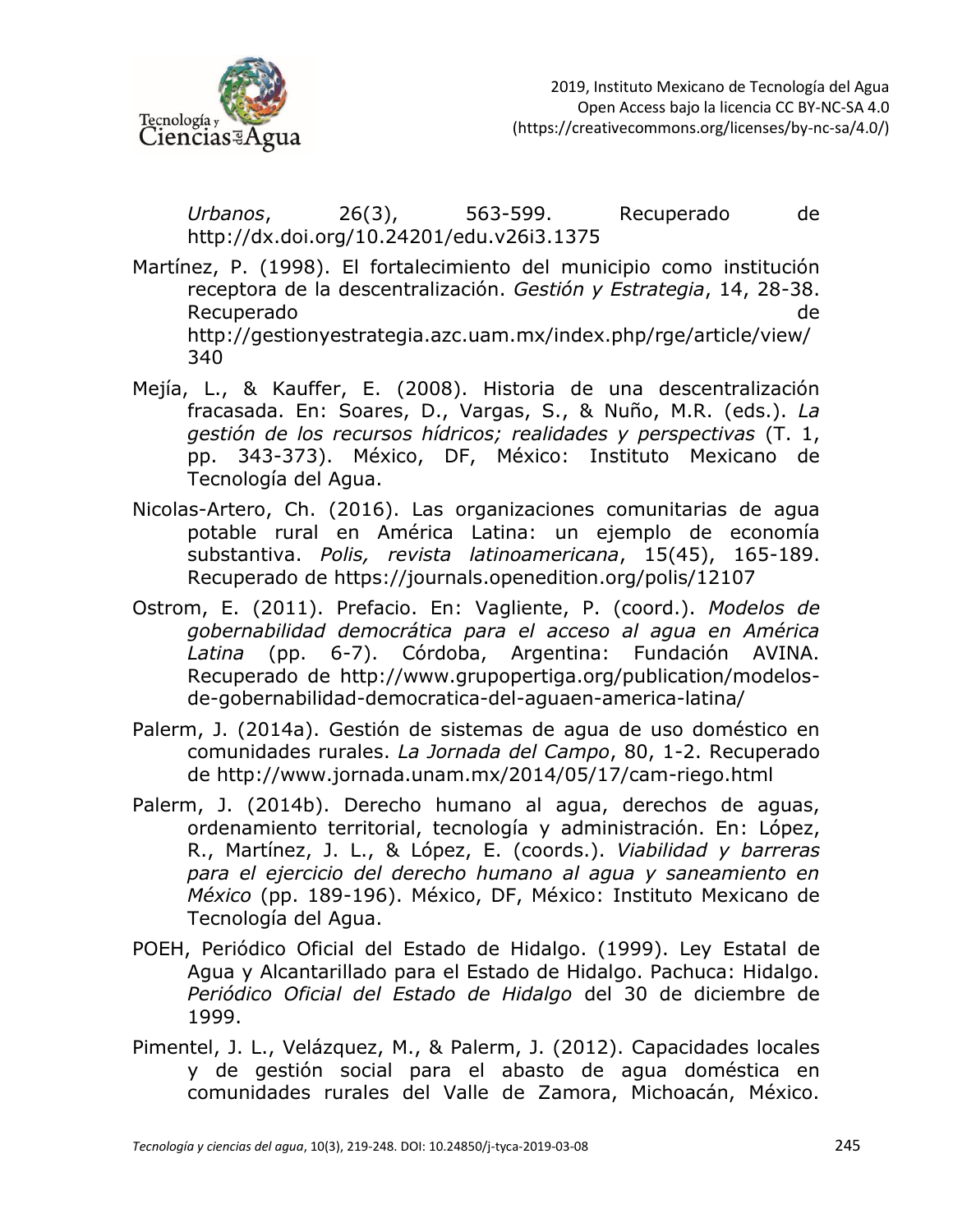*Urbanos*, 26(3), 563-599. Recuperado de http://dx.doi.org/10.24201/edu.v26i3.1375

Martínez, P. (1998). El fortalecimiento del municipio como institución receptora de la descentralización. *Gestión y Estrategia*, 14, 28-38. Recuperado de http://gestionyestrategia.azc.uam.mx/index.php/rge/article/view/340

Mejía, L., & Kauffer, E. (2008). Historia de una descentralización fracasada. En: Soares, D., Vargas, S., & Nuño, M.R. (eds.). *La gestión de los recursos hídricos; realidades y perspectivas* (T. 1, pp. 343-373). México, DF, México: Instituto Mexicano de Tecnología del Agua.

Nicolas-Artero, Ch. (2016). Las organizaciones comunitarias de agua potable rural en América Latina: un ejemplo de economía substantiva. *Polis, revista latinoamericana*, 15(45), 165-189. Recuperado de https://journals.openedition.org/polis/12107

Ostrom, E. (2011). Prefacio. En: Vagliente, P. (coord.). *Modelos de gobernabilidad democrática para el acceso al agua en América Latina* (pp. 6-7). Córdoba, Argentina: Fundación AVINA. Recuperado de http://www.grupopertiga.org/publication/modelos-de-gobernabilidad-democratica-del-aguaen-america-latina/

Palerm, J. (2014a). Gestión de sistemas de agua de uso doméstico en comunidades rurales. *La Jornada del Campo*, 80, 1-2. Recuperado de http://www.jornada.unam.mx/2014/05/17/cam-riego.html

Palerm, J. (2014b). Derecho humano al agua, derechos de aguas, ordenamiento territorial, tecnología y administración. En: López, R., Martínez, J. L., & López, E. (coords.). *Viabilidad y barreras para el ejercicio del derecho humano al agua y saneamiento en México* (pp. 189-196). México, DF, México: Instituto Mexicano de Tecnología del Agua.

POEH, Periódico Oficial del Estado de Hidalgo. (1999). Ley Estatal de Agua y Alcantarillado para el Estado de Hidalgo. Pachuca: Hidalgo. *Periódico Oficial del Estado de Hidalgo* del 30 de diciembre de 1999.

Pimentel, J. L., Velázquez, M., & Palerm, J. (2012). Capacidades locales y de gestión social para el abasto de agua doméstica en comunidades rurales del Valle de Zamora, Michoacán, México.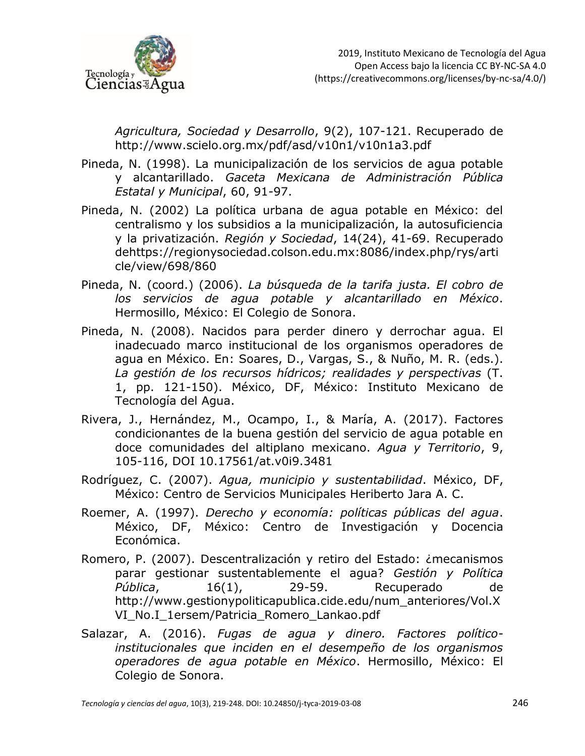*Agricultura, Sociedad y Desarrollo*, 9(2), 107-121. Recuperado de http://www.scielo.org.mx/pdf/asd/v10n1/v10n1a3.pdf

Pineda, N. (1998). La municipalización de los servicios de agua potable y alcantarillado. *Gaceta Mexicana de Administración Pública Estatal y Municipal*, 60, 91-97.

Pineda, N. (2002) La política urbana de agua potable en México: del centralismo y los subsidios a la municipalización, la autosuficiencia y la privatización. *Región y Sociedad*, 14(24), 41-69. Recuperado dehttps://regionysociedad.colson.edu.mx:8086/index.php/rys/article/view/698/860

Pineda, N. (coord.) (2006). *La búsqueda de la tarifa justa. El cobro de los servicios de agua potable y alcantarillado en México*. Hermosillo, México: El Colegio de Sonora.

Pineda, N. (2008). Nacidos para perder dinero y derrochar agua. El inadecuado marco institucional de los organismos operadores de agua en México. En: Soares, D., Vargas, S., & Nuño, M. R. (eds.). *La gestión de los recursos hídricos; realidades y perspectivas* (T. 1, pp. 121-150). México, DF, México: Instituto Mexicano de Tecnología del Agua.

Rivera, J., Hernández, M., Ocampo, I., & María, A. (2017). Factores condicionantes de la buena gestión del servicio de agua potable en doce comunidades del altiplano mexicano. *Agua y Territorio*, 9, 105-116, DOI 10.17561/at.v0i9.3481

Rodríguez, C. (2007). *Agua, municipio y sustentabilidad*. México, DF, México: Centro de Servicios Municipales Heriberto Jara A. C.

Roemer, A. (1997). *Derecho y economía: políticas públicas del agua*. México, DF, México: Centro de Investigación y Docencia Económica.

Romero, P. (2007). Descentralización y retiro del Estado: ¿mecanismos parar gestionar sustentablemente el agua? *Gestión y Política Pública*, 16(1), 29-59. Recuperado de http://www.gestionypoliticapublica.cide.edu/num_anteriores/Vol.XVI_No.I_1ersem/Patricia_Romero_Lankao.pdf

Salazar, A. (2016). *Fugas de agua y dinero. Factores político-institucionales que inciden en el desempeño de los organismos operadores de agua potable en México*. Hermosillo, México: El Colegio de Sonora.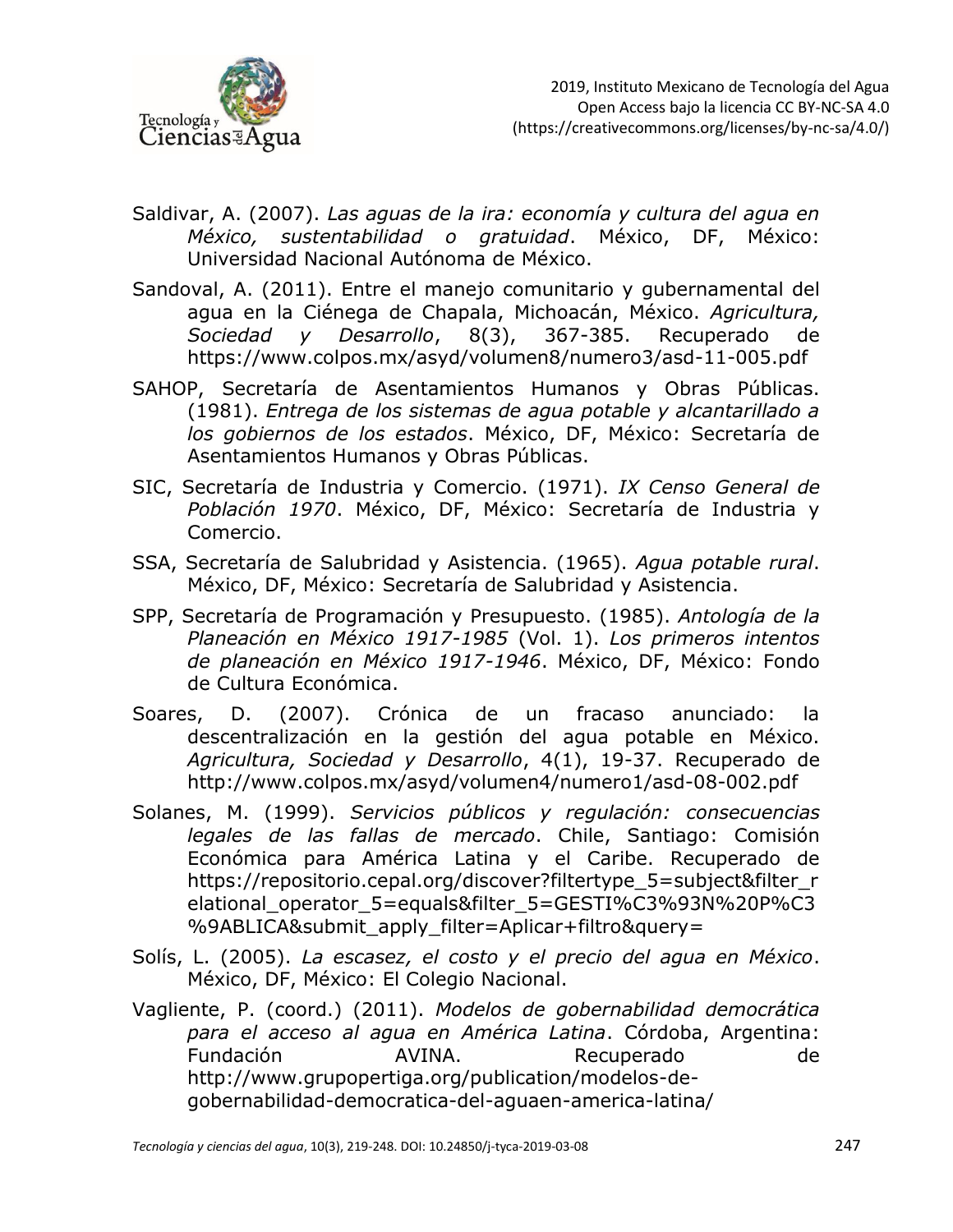Saldivar, A. (2007). *Las aguas de la ira: economía y cultura del agua en México, sustentabilidad o gratuidad*. México, DF, México: Universidad Nacional Autónoma de México.

Sandoval, A. (2011). Entre el manejo comunitario y gubernamental del agua en la Ciénega de Chapala, Michoacán, México. *Agricultura, Sociedad y Desarrollo*, 8(3), 367-385. Recuperado de https://www.colpos.mx/asyd/volumen8/numero3/asd-11-005.pdf

SAHOP, Secretaría de Asentamientos Humanos y Obras Públicas. (1981). *Entrega de los sistemas de agua potable y alcantarillado a los gobiernos de los estados*. México, DF, México: Secretaría de Asentamientos Humanos y Obras Públicas.

SIC, Secretaría de Industria y Comercio. (1971). *IX Censo General de Población 1970*. México, DF, México: Secretaría de Industria y Comercio.

SSA, Secretaría de Salubridad y Asistencia. (1965). *Agua potable rural*. México, DF, México: Secretaría de Salubridad y Asistencia.

SPP, Secretaría de Programación y Presupuesto. (1985). *Antología de la Planeación en México 1917-1985* (Vol. 1). *Los primeros intentos de planeación en México 1917-1946*. México, DF, México: Fondo de Cultura Económica.

Soares, D. (2007). Crónica de un fracaso anunciado: la descentralización en la gestión del agua potable en México. *Agricultura, Sociedad y Desarrollo*, 4(1), 19-37. Recuperado de http://www.colpos.mx/asyd/volumen4/numero1/asd-08-002.pdf

Solanes, M. (1999). *Servicios públicos y regulación: consecuencias legales de las fallas de mercado*. Chile, Santiago: Comisión Económica para América Latina y el Caribe. Recuperado de https://repositorio.cepal.org/discover?filtertype_5=subject&filter_relational_operator_5=equals&filter_5=GESTI%C3%93N%20P%C3%9ABLICA&submit_apply_filter=Aplicar+filtro&query=

Solís, L. (2005). *La escasez, el costo y el precio del agua en México*. México, DF, México: El Colegio Nacional.

Vagliente, P. (coord.) (2011). *Modelos de gobernabilidad democrática para el acceso al agua en América Latina*. Córdoba, Argentina: Fundación AVINA. Recuperado de http://www.grupopertiga.org/publication/modelos-de-gobernabilidad-democratica-del-aguaen-america-latina/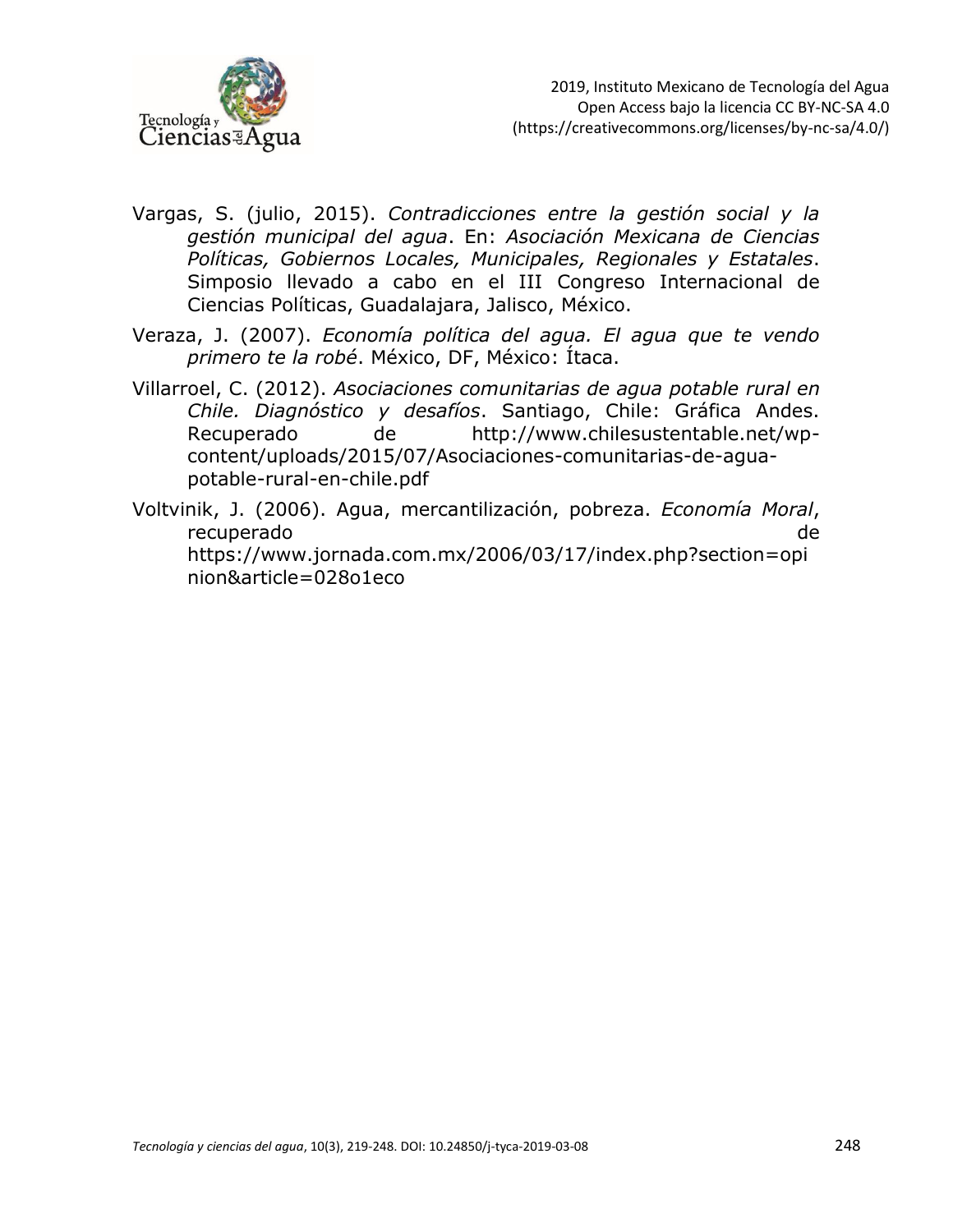Vargas, S. (julio, 2015). *Contradicciones entre la gestión social y la gestión municipal del agua*. En: *Asociación Mexicana de Ciencias Políticas, Gobiernos Locales, Municipales, Regionales y Estatales*. Simposio llevado a cabo en el III Congreso Internacional de Ciencias Políticas, Guadalajara, Jalisco, México.

Veraza, J. (2007). *Economía política del agua. El agua que te vendo primero te la robé*. México, DF, México: Ítaca.

Villarroel, C. (2012). *Asociaciones comunitarias de agua potable rural en Chile. Diagnóstico y desafíos*. Santiago, Chile: Gráfica Andes. Recuperado de http://www.chilesustentable.net/wp-content/uploads/2015/07/Asociaciones-comunitarias-de-agua-potable-rural-en-chile.pdf

Voltvinik, J. (2006). Agua, mercantilización, pobreza. *Economía Moral*, recuperado de https://www.jornada.com.mx/2006/03/17/index.php?section=opinion&article=028o1eco